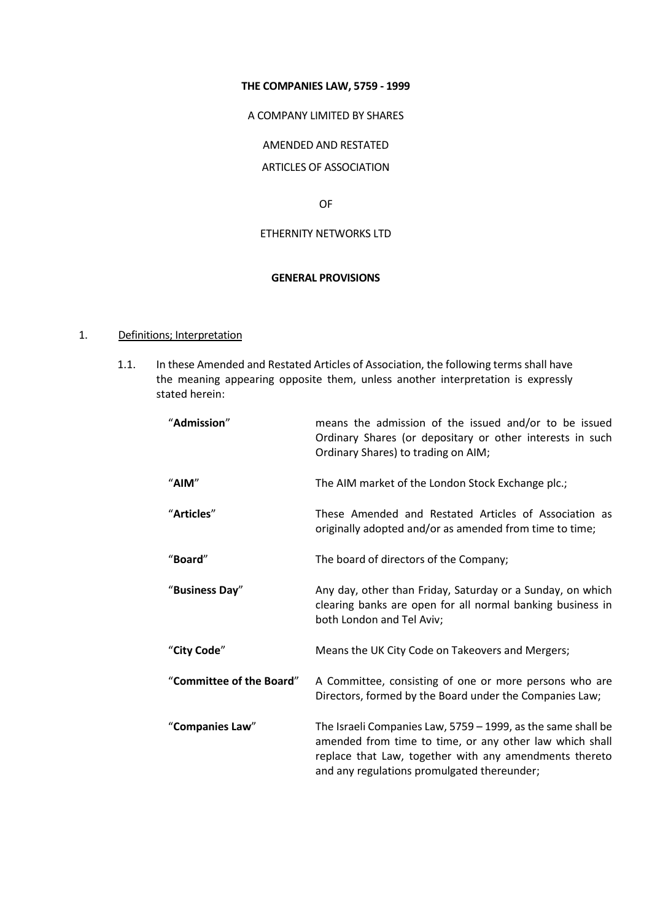**THE COMPANIES LAW, 5759 - 1999**

A COMPANY LIMITED BY SHARES

AMENDED AND RESTATED

ARTICLES OF ASSOCIATION

OF

ETHERNITY NETWORKS LTD

**GENERAL PROVISIONS**

1. Definitions; Interpretation

   1.1. In these Amended and Restated Articles of Association, the following terms shall have the meaning appearing opposite them, unless another interpretation is expressly stated herein:

| | |
|---|---|
| "**Admission**" | means the admission of the issued and/or to be issued Ordinary Shares (or depositary or other interests in such Ordinary Shares) to trading on AIM; |
| "**AIM**" | The AIM market of the London Stock Exchange plc.; |
| "**Articles**" | These Amended and Restated Articles of Association as originally adopted and/or as amended from time to time; |
| "**Board**" | The board of directors of the Company; |
| "**Business Day**" | Any day, other than Friday, Saturday or a Sunday, on which clearing banks are open for all normal banking business in both London and Tel Aviv; |
| "**City Code**" | Means the UK City Code on Takeovers and Mergers; |
| "**Committee of the Board**" | A Committee, consisting of one or more persons who are Directors, formed by the Board under the Companies Law; |
| "**Companies Law**" | The Israeli Companies Law, 5759 – 1999, as the same shall be amended from time to time, or any other law which shall replace that Law, together with any amendments thereto and any regulations promulgated thereunder; |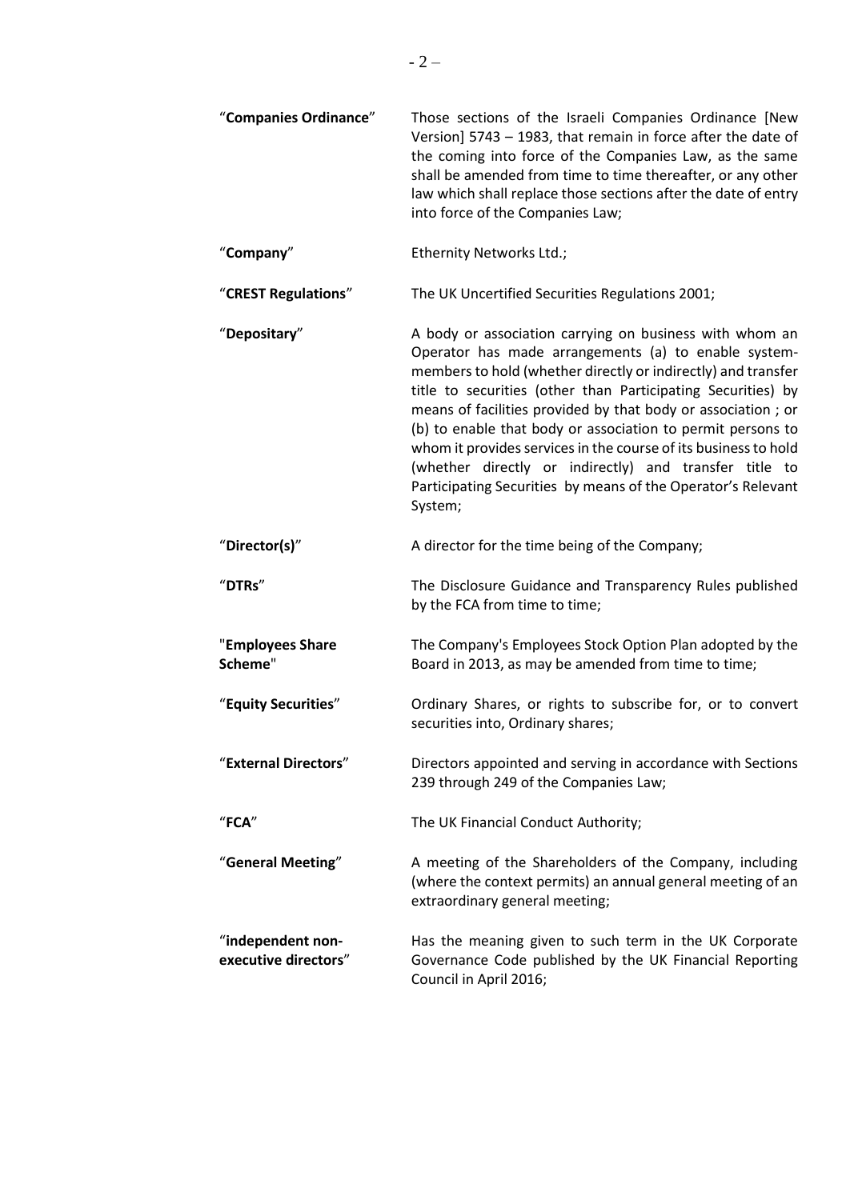| | |
|---|---|
| "**Companies Ordinance**" | Those sections of the Israeli Companies Ordinance [New Version] 5743 – 1983, that remain in force after the date of the coming into force of the Companies Law, as the same shall be amended from time to time thereafter, or any other law which shall replace those sections after the date of entry into force of the Companies Law; |
| "**Company**" | Ethernity Networks Ltd.; |
| "**CREST Regulations**" | The UK Uncertified Securities Regulations 2001; |
| "**Depositary**" | A body or association carrying on business with whom an Operator has made arrangements (a) to enable system-members to hold (whether directly or indirectly) and transfer title to securities (other than Participating Securities) by means of facilities provided by that body or association ; or (b) to enable that body or association to permit persons to whom it provides services in the course of its business to hold (whether directly or indirectly) and transfer title to Participating Securities by means of the Operator's Relevant System; |
| "**Director(s)**" | A director for the time being of the Company; |
| "**DTRs**" | The Disclosure Guidance and Transparency Rules published by the FCA from time to time; |
| "**Employees Share Scheme**" | The Company's Employees Stock Option Plan adopted by the Board in 2013, as may be amended from time to time; |
| "**Equity Securities**" | Ordinary Shares, or rights to subscribe for, or to convert securities into, Ordinary shares; |
| "**External Directors**" | Directors appointed and serving in accordance with Sections 239 through 249 of the Companies Law; |
| "**FCA**" | The UK Financial Conduct Authority; |
| "**General Meeting**" | A meeting of the Shareholders of the Company, including (where the context permits) an annual general meeting of an extraordinary general meeting; |
| "**independent non-executive directors**" | Has the meaning given to such term in the UK Corporate Governance Code published by the UK Financial Reporting Council in April 2016; |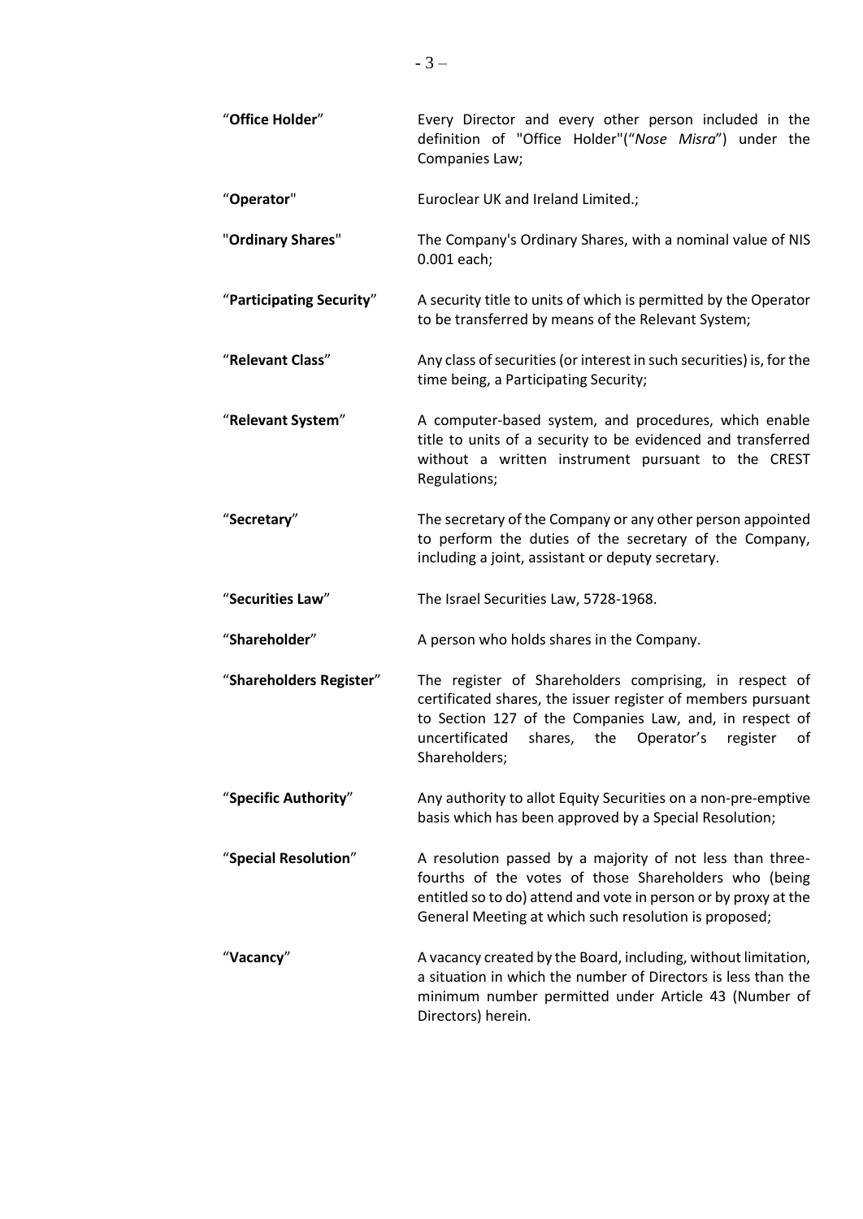| | |
|---|---|
| "**Office Holder**" | Every Director and every other person included in the definition of "Office Holder"("*Nose Misra*") under the Companies Law; |
| "**Operator**" | Euroclear UK and Ireland Limited.; |
| "**Ordinary Shares**" | The Company's Ordinary Shares, with a nominal value of NIS 0.001 each; |
| "**Participating Security**" | A security title to units of which is permitted by the Operator to be transferred by means of the Relevant System; |
| "**Relevant Class**" | Any class of securities (or interest in such securities) is, for the time being, a Participating Security; |
| "**Relevant System**" | A computer-based system, and procedures, which enable title to units of a security to be evidenced and transferred without a written instrument pursuant to the CREST Regulations; |
| "**Secretary**" | The secretary of the Company or any other person appointed to perform the duties of the secretary of the Company, including a joint, assistant or deputy secretary. |
| "**Securities Law**" | The Israel Securities Law, 5728-1968. |
| "**Shareholder**" | A person who holds shares in the Company. |
| "**Shareholders Register**" | The register of Shareholders comprising, in respect of certificated shares, the issuer register of members pursuant to Section 127 of the Companies Law, and, in respect of uncertificated shares, the Operator's register of Shareholders; |
| "**Specific Authority**" | Any authority to allot Equity Securities on a non-pre-emptive basis which has been approved by a Special Resolution; |
| "**Special Resolution**" | A resolution passed by a majority of not less than three-fourths of the votes of those Shareholders who (being entitled so to do) attend and vote in person or by proxy at the General Meeting at which such resolution is proposed; |
| "**Vacancy**" | A vacancy created by the Board, including, without limitation, a situation in which the number of Directors is less than the minimum number permitted under Article 43 (Number of Directors) herein. |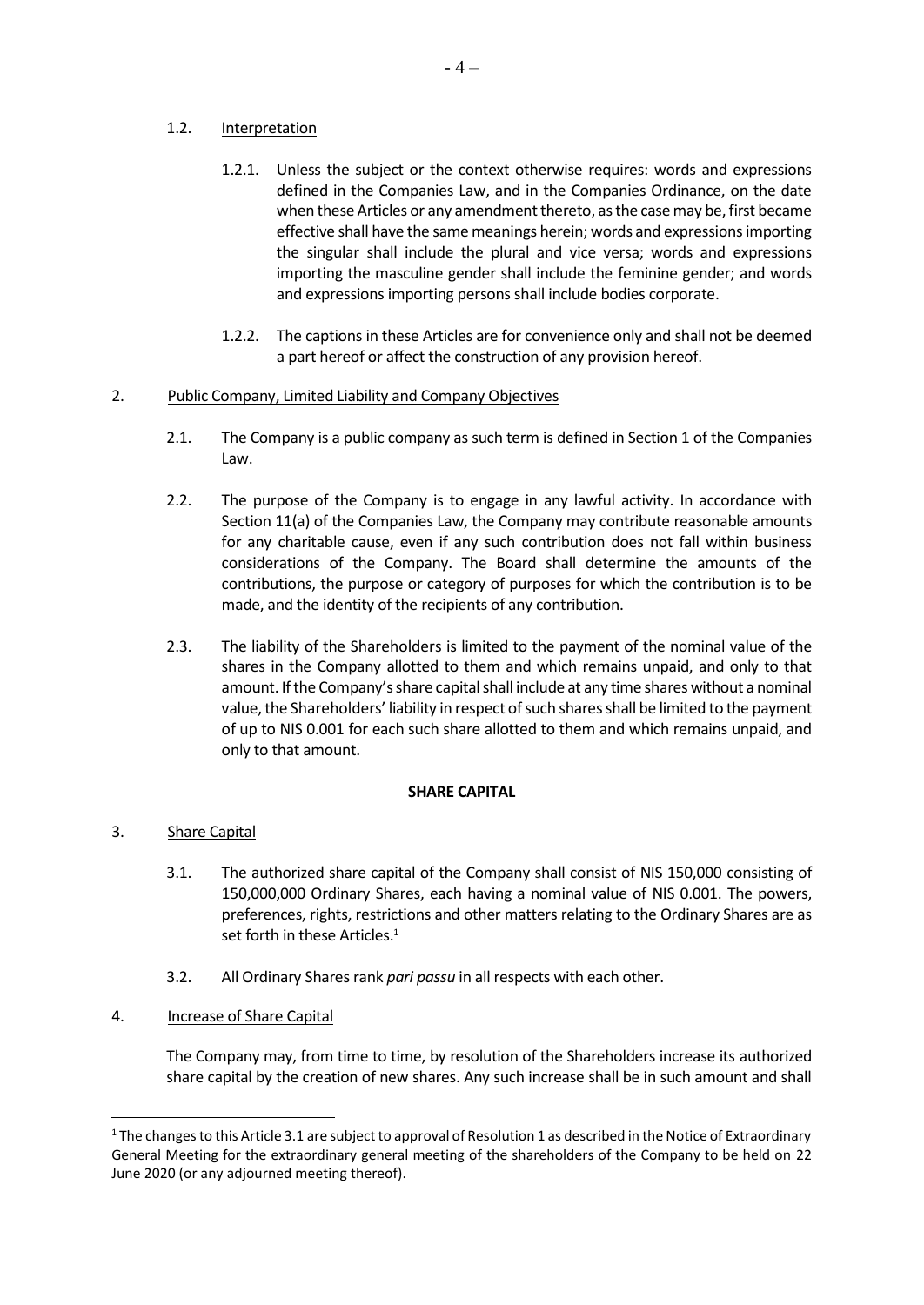1.2. Interpretation

1.2.1. Unless the subject or the context otherwise requires: words and expressions defined in the Companies Law, and in the Companies Ordinance, on the date when these Articles or any amendment thereto, as the case may be, first became effective shall have the same meanings herein; words and expressions importing the singular shall include the plural and vice versa; words and expressions importing the masculine gender shall include the feminine gender; and words and expressions importing persons shall include bodies corporate.

1.2.2. The captions in these Articles are for convenience only and shall not be deemed a part hereof or affect the construction of any provision hereof.

2. Public Company, Limited Liability and Company Objectives

2.1. The Company is a public company as such term is defined in Section 1 of the Companies Law.

2.2. The purpose of the Company is to engage in any lawful activity. In accordance with Section 11(a) of the Companies Law, the Company may contribute reasonable amounts for any charitable cause, even if any such contribution does not fall within business considerations of the Company. The Board shall determine the amounts of the contributions, the purpose or category of purposes for which the contribution is to be made, and the identity of the recipients of any contribution.

2.3. The liability of the Shareholders is limited to the payment of the nominal value of the shares in the Company allotted to them and which remains unpaid, and only to that amount. If the Company's share capital shall include at any time shares without a nominal value, the Shareholders' liability in respect of such shares shall be limited to the payment of up to NIS 0.001 for each such share allotted to them and which remains unpaid, and only to that amount.

**SHARE CAPITAL**

3. Share Capital

3.1. The authorized share capital of the Company shall consist of NIS 150,000 consisting of 150,000,000 Ordinary Shares, each having a nominal value of NIS 0.001. The powers, preferences, rights, restrictions and other matters relating to the Ordinary Shares are as set forth in these Articles.[1]

3.2. All Ordinary Shares rank *pari passu* in all respects with each other.

4. Increase of Share Capital

The Company may, from time to time, by resolution of the Shareholders increase its authorized share capital by the creation of new shares. Any such increase shall be in such amount and shall

[1] The changes to this Article 3.1 are subject to approval of Resolution 1 as described in the Notice of Extraordinary General Meeting for the extraordinary general meeting of the shareholders of the Company to be held on 22 June 2020 (or any adjourned meeting thereof).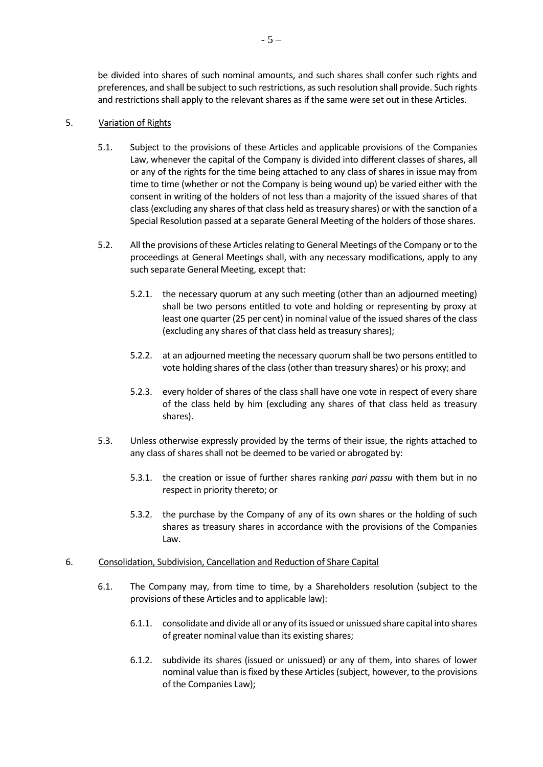be divided into shares of such nominal amounts, and such shares shall confer such rights and preferences, and shall be subject to such restrictions, as such resolution shall provide. Such rights and restrictions shall apply to the relevant shares as if the same were set out in these Articles.

5. Variation of Rights

5.1. Subject to the provisions of these Articles and applicable provisions of the Companies Law, whenever the capital of the Company is divided into different classes of shares, all or any of the rights for the time being attached to any class of shares in issue may from time to time (whether or not the Company is being wound up) be varied either with the consent in writing of the holders of not less than a majority of the issued shares of that class (excluding any shares of that class held as treasury shares) or with the sanction of a Special Resolution passed at a separate General Meeting of the holders of those shares.

5.2. All the provisions of these Articles relating to General Meetings of the Company or to the proceedings at General Meetings shall, with any necessary modifications, apply to any such separate General Meeting, except that:

5.2.1. the necessary quorum at any such meeting (other than an adjourned meeting) shall be two persons entitled to vote and holding or representing by proxy at least one quarter (25 per cent) in nominal value of the issued shares of the class (excluding any shares of that class held as treasury shares);

5.2.2. at an adjourned meeting the necessary quorum shall be two persons entitled to vote holding shares of the class (other than treasury shares) or his proxy; and

5.2.3. every holder of shares of the class shall have one vote in respect of every share of the class held by him (excluding any shares of that class held as treasury shares).

5.3. Unless otherwise expressly provided by the terms of their issue, the rights attached to any class of shares shall not be deemed to be varied or abrogated by:

5.3.1. the creation or issue of further shares ranking *pari passu* with them but in no respect in priority thereto; or

5.3.2. the purchase by the Company of any of its own shares or the holding of such shares as treasury shares in accordance with the provisions of the Companies Law.

6. Consolidation, Subdivision, Cancellation and Reduction of Share Capital

6.1. The Company may, from time to time, by a Shareholders resolution (subject to the provisions of these Articles and to applicable law):

6.1.1. consolidate and divide all or any of its issued or unissued share capital into shares of greater nominal value than its existing shares;

6.1.2. subdivide its shares (issued or unissued) or any of them, into shares of lower nominal value than is fixed by these Articles (subject, however, to the provisions of the Companies Law);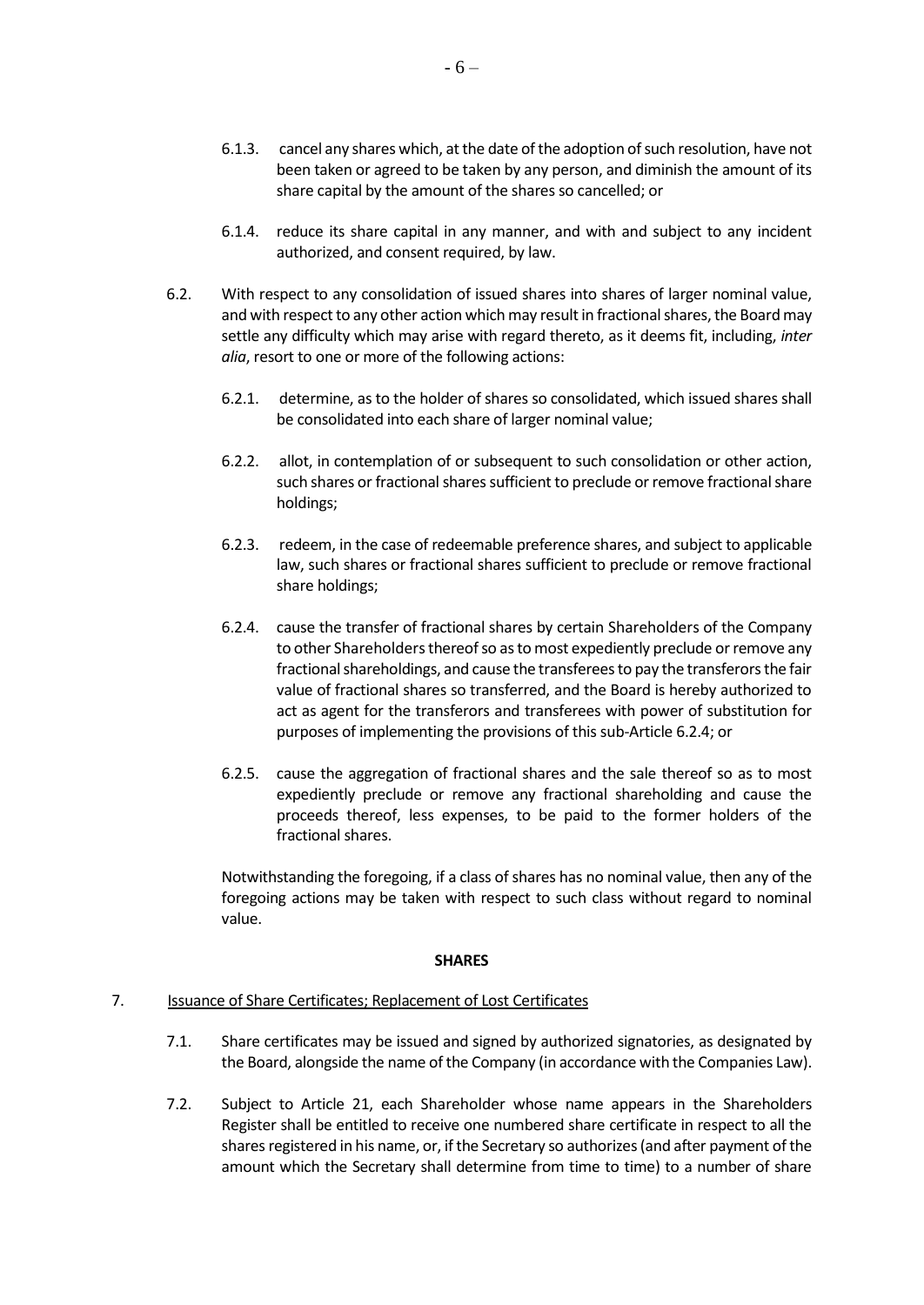6.1.3. cancel any shares which, at the date of the adoption of such resolution, have not been taken or agreed to be taken by any person, and diminish the amount of its share capital by the amount of the shares so cancelled; or

6.1.4. reduce its share capital in any manner, and with and subject to any incident authorized, and consent required, by law.

6.2. With respect to any consolidation of issued shares into shares of larger nominal value, and with respect to any other action which may result in fractional shares, the Board may settle any difficulty which may arise with regard thereto, as it deems fit, including, *inter alia*, resort to one or more of the following actions:

6.2.1. determine, as to the holder of shares so consolidated, which issued shares shall be consolidated into each share of larger nominal value;

6.2.2. allot, in contemplation of or subsequent to such consolidation or other action, such shares or fractional shares sufficient to preclude or remove fractional share holdings;

6.2.3. redeem, in the case of redeemable preference shares, and subject to applicable law, such shares or fractional shares sufficient to preclude or remove fractional share holdings;

6.2.4. cause the transfer of fractional shares by certain Shareholders of the Company to other Shareholders thereof so as to most expediently preclude or remove any fractional shareholdings, and cause the transferees to pay the transferors the fair value of fractional shares so transferred, and the Board is hereby authorized to act as agent for the transferors and transferees with power of substitution for purposes of implementing the provisions of this sub-Article 6.2.4; or

6.2.5. cause the aggregation of fractional shares and the sale thereof so as to most expediently preclude or remove any fractional shareholding and cause the proceeds thereof, less expenses, to be paid to the former holders of the fractional shares.

Notwithstanding the foregoing, if a class of shares has no nominal value, then any of the foregoing actions may be taken with respect to such class without regard to nominal value.

**SHARES**

7. Issuance of Share Certificates; Replacement of Lost Certificates

7.1. Share certificates may be issued and signed by authorized signatories, as designated by the Board, alongside the name of the Company (in accordance with the Companies Law).

7.2. Subject to Article 21, each Shareholder whose name appears in the Shareholders Register shall be entitled to receive one numbered share certificate in respect to all the shares registered in his name, or, if the Secretary so authorizes (and after payment of the amount which the Secretary shall determine from time to time) to a number of share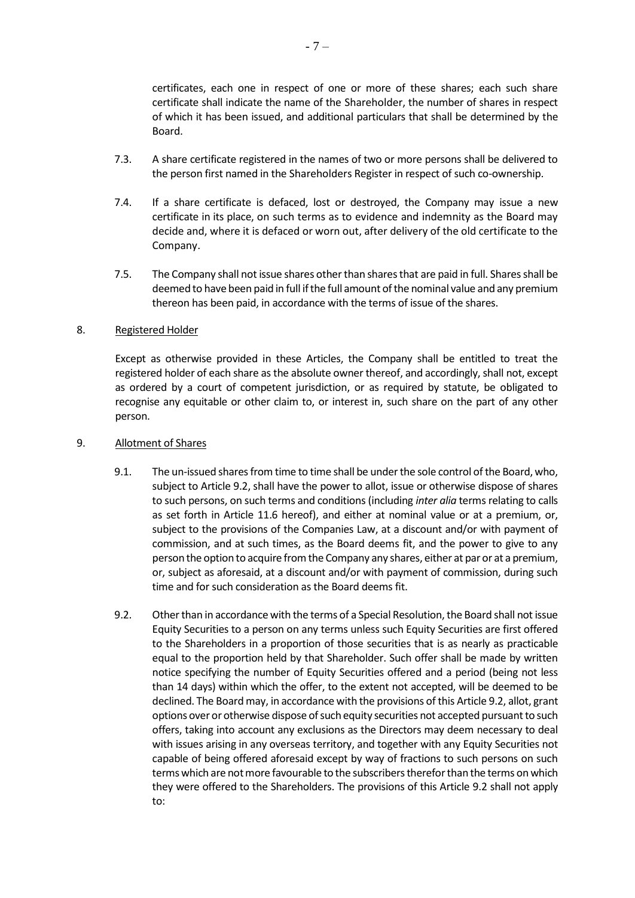certificates, each one in respect of one or more of these shares; each such share certificate shall indicate the name of the Shareholder, the number of shares in respect of which it has been issued, and additional particulars that shall be determined by the Board.

7.3. A share certificate registered in the names of two or more persons shall be delivered to the person first named in the Shareholders Register in respect of such co-ownership.

7.4. If a share certificate is defaced, lost or destroyed, the Company may issue a new certificate in its place, on such terms as to evidence and indemnity as the Board may decide and, where it is defaced or worn out, after delivery of the old certificate to the Company.

7.5. The Company shall not issue shares other than shares that are paid in full. Shares shall be deemed to have been paid in full if the full amount of the nominal value and any premium thereon has been paid, in accordance with the terms of issue of the shares.

8. Registered Holder

Except as otherwise provided in these Articles, the Company shall be entitled to treat the registered holder of each share as the absolute owner thereof, and accordingly, shall not, except as ordered by a court of competent jurisdiction, or as required by statute, be obligated to recognise any equitable or other claim to, or interest in, such share on the part of any other person.

9. Allotment of Shares

9.1. The un-issued shares from time to time shall be under the sole control of the Board, who, subject to Article 9.2, shall have the power to allot, issue or otherwise dispose of shares to such persons, on such terms and conditions (including *inter alia* terms relating to calls as set forth in Article 11.6 hereof), and either at nominal value or at a premium, or, subject to the provisions of the Companies Law, at a discount and/or with payment of commission, and at such times, as the Board deems fit, and the power to give to any person the option to acquire from the Company any shares, either at par or at a premium, or, subject as aforesaid, at a discount and/or with payment of commission, during such time and for such consideration as the Board deems fit.

9.2. Other than in accordance with the terms of a Special Resolution, the Board shall not issue Equity Securities to a person on any terms unless such Equity Securities are first offered to the Shareholders in a proportion of those securities that is as nearly as practicable equal to the proportion held by that Shareholder. Such offer shall be made by written notice specifying the number of Equity Securities offered and a period (being not less than 14 days) within which the offer, to the extent not accepted, will be deemed to be declined. The Board may, in accordance with the provisions of this Article 9.2, allot, grant options over or otherwise dispose of such equity securities not accepted pursuant to such offers, taking into account any exclusions as the Directors may deem necessary to deal with issues arising in any overseas territory, and together with any Equity Securities not capable of being offered aforesaid except by way of fractions to such persons on such terms which are not more favourable to the subscribers therefor than the terms on which they were offered to the Shareholders. The provisions of this Article 9.2 shall not apply to: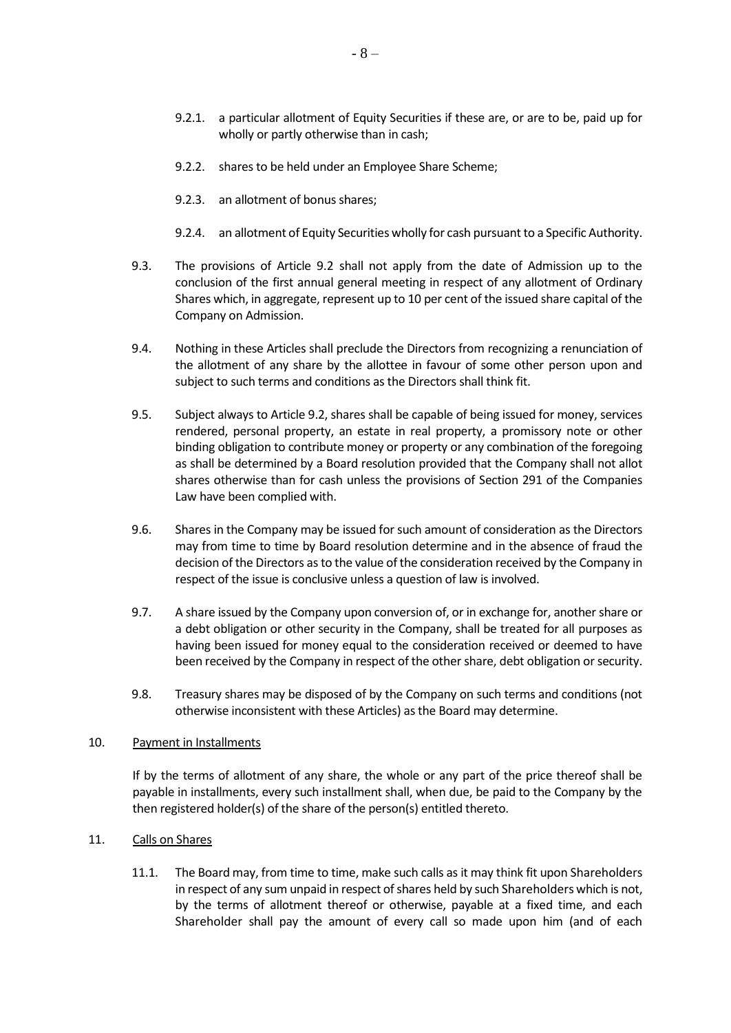9.2.1. a particular allotment of Equity Securities if these are, or are to be, paid up for wholly or partly otherwise than in cash;

9.2.2. shares to be held under an Employee Share Scheme;

9.2.3. an allotment of bonus shares;

9.2.4. an allotment of Equity Securities wholly for cash pursuant to a Specific Authority.

9.3. The provisions of Article 9.2 shall not apply from the date of Admission up to the conclusion of the first annual general meeting in respect of any allotment of Ordinary Shares which, in aggregate, represent up to 10 per cent of the issued share capital of the Company on Admission.

9.4. Nothing in these Articles shall preclude the Directors from recognizing a renunciation of the allotment of any share by the allottee in favour of some other person upon and subject to such terms and conditions as the Directors shall think fit.

9.5. Subject always to Article 9.2, shares shall be capable of being issued for money, services rendered, personal property, an estate in real property, a promissory note or other binding obligation to contribute money or property or any combination of the foregoing as shall be determined by a Board resolution provided that the Company shall not allot shares otherwise than for cash unless the provisions of Section 291 of the Companies Law have been complied with.

9.6. Shares in the Company may be issued for such amount of consideration as the Directors may from time to time by Board resolution determine and in the absence of fraud the decision of the Directors as to the value of the consideration received by the Company in respect of the issue is conclusive unless a question of law is involved.

9.7. A share issued by the Company upon conversion of, or in exchange for, another share or a debt obligation or other security in the Company, shall be treated for all purposes as having been issued for money equal to the consideration received or deemed to have been received by the Company in respect of the other share, debt obligation or security.

9.8. Treasury shares may be disposed of by the Company on such terms and conditions (not otherwise inconsistent with these Articles) as the Board may determine.

10. <u>Payment in Installments</u>

If by the terms of allotment of any share, the whole or any part of the price thereof shall be payable in installments, every such installment shall, when due, be paid to the Company by the then registered holder(s) of the share of the person(s) entitled thereto.

11. <u>Calls on Shares</u>

11.1. The Board may, from time to time, make such calls as it may think fit upon Shareholders in respect of any sum unpaid in respect of shares held by such Shareholders which is not, by the terms of allotment thereof or otherwise, payable at a fixed time, and each Shareholder shall pay the amount of every call so made upon him (and of each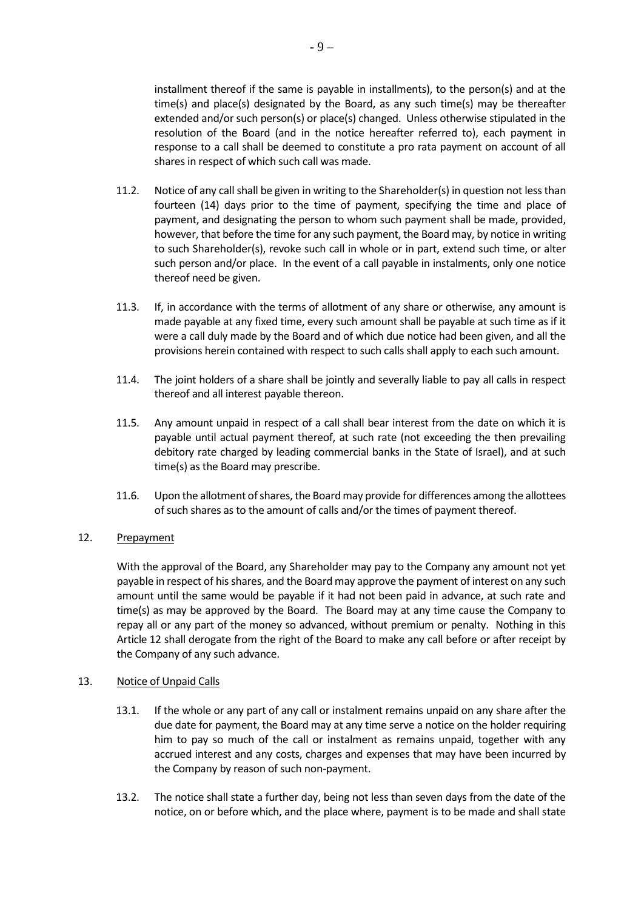installment thereof if the same is payable in installments), to the person(s) and at the time(s) and place(s) designated by the Board, as any such time(s) may be thereafter extended and/or such person(s) or place(s) changed. Unless otherwise stipulated in the resolution of the Board (and in the notice hereafter referred to), each payment in response to a call shall be deemed to constitute a pro rata payment on account of all shares in respect of which such call was made.

11.2. Notice of any call shall be given in writing to the Shareholder(s) in question not less than fourteen (14) days prior to the time of payment, specifying the time and place of payment, and designating the person to whom such payment shall be made, provided, however, that before the time for any such payment, the Board may, by notice in writing to such Shareholder(s), revoke such call in whole or in part, extend such time, or alter such person and/or place. In the event of a call payable in instalments, only one notice thereof need be given.

11.3. If, in accordance with the terms of allotment of any share or otherwise, any amount is made payable at any fixed time, every such amount shall be payable at such time as if it were a call duly made by the Board and of which due notice had been given, and all the provisions herein contained with respect to such calls shall apply to each such amount.

11.4. The joint holders of a share shall be jointly and severally liable to pay all calls in respect thereof and all interest payable thereon.

11.5. Any amount unpaid in respect of a call shall bear interest from the date on which it is payable until actual payment thereof, at such rate (not exceeding the then prevailing debitory rate charged by leading commercial banks in the State of Israel), and at such time(s) as the Board may prescribe.

11.6. Upon the allotment of shares, the Board may provide for differences among the allottees of such shares as to the amount of calls and/or the times of payment thereof.

12. Prepayment

With the approval of the Board, any Shareholder may pay to the Company any amount not yet payable in respect of his shares, and the Board may approve the payment of interest on any such amount until the same would be payable if it had not been paid in advance, at such rate and time(s) as may be approved by the Board. The Board may at any time cause the Company to repay all or any part of the money so advanced, without premium or penalty. Nothing in this Article 12 shall derogate from the right of the Board to make any call before or after receipt by the Company of any such advance.

13. Notice of Unpaid Calls

13.1. If the whole or any part of any call or instalment remains unpaid on any share after the due date for payment, the Board may at any time serve a notice on the holder requiring him to pay so much of the call or instalment as remains unpaid, together with any accrued interest and any costs, charges and expenses that may have been incurred by the Company by reason of such non-payment.

13.2. The notice shall state a further day, being not less than seven days from the date of the notice, on or before which, and the place where, payment is to be made and shall state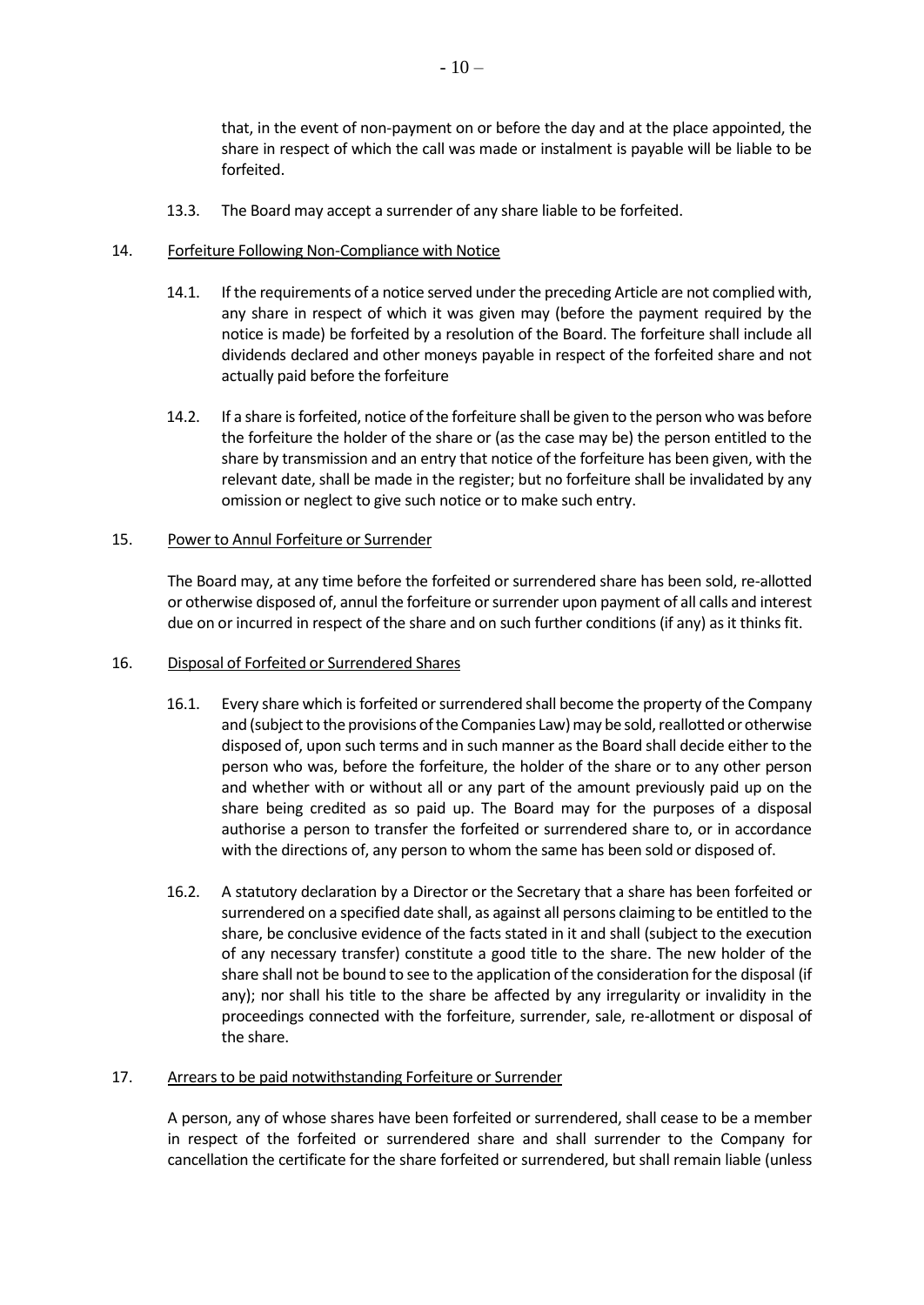that, in the event of non-payment on or before the day and at the place appointed, the share in respect of which the call was made or instalment is payable will be liable to be forfeited.

13.3. The Board may accept a surrender of any share liable to be forfeited.

14. Forfeiture Following Non-Compliance with Notice

14.1. If the requirements of a notice served under the preceding Article are not complied with, any share in respect of which it was given may (before the payment required by the notice is made) be forfeited by a resolution of the Board. The forfeiture shall include all dividends declared and other moneys payable in respect of the forfeited share and not actually paid before the forfeiture

14.2. If a share is forfeited, notice of the forfeiture shall be given to the person who was before the forfeiture the holder of the share or (as the case may be) the person entitled to the share by transmission and an entry that notice of the forfeiture has been given, with the relevant date, shall be made in the register; but no forfeiture shall be invalidated by any omission or neglect to give such notice or to make such entry.

15. Power to Annul Forfeiture or Surrender

The Board may, at any time before the forfeited or surrendered share has been sold, re-allotted or otherwise disposed of, annul the forfeiture or surrender upon payment of all calls and interest due on or incurred in respect of the share and on such further conditions (if any) as it thinks fit.

16. Disposal of Forfeited or Surrendered Shares

16.1. Every share which is forfeited or surrendered shall become the property of the Company and (subject to the provisions of the Companies Law) may be sold, reallotted or otherwise disposed of, upon such terms and in such manner as the Board shall decide either to the person who was, before the forfeiture, the holder of the share or to any other person and whether with or without all or any part of the amount previously paid up on the share being credited as so paid up. The Board may for the purposes of a disposal authorise a person to transfer the forfeited or surrendered share to, or in accordance with the directions of, any person to whom the same has been sold or disposed of.

16.2. A statutory declaration by a Director or the Secretary that a share has been forfeited or surrendered on a specified date shall, as against all persons claiming to be entitled to the share, be conclusive evidence of the facts stated in it and shall (subject to the execution of any necessary transfer) constitute a good title to the share. The new holder of the share shall not be bound to see to the application of the consideration for the disposal (if any); nor shall his title to the share be affected by any irregularity or invalidity in the proceedings connected with the forfeiture, surrender, sale, re-allotment or disposal of the share.

17. Arrears to be paid notwithstanding Forfeiture or Surrender

A person, any of whose shares have been forfeited or surrendered, shall cease to be a member in respect of the forfeited or surrendered share and shall surrender to the Company for cancellation the certificate for the share forfeited or surrendered, but shall remain liable (unless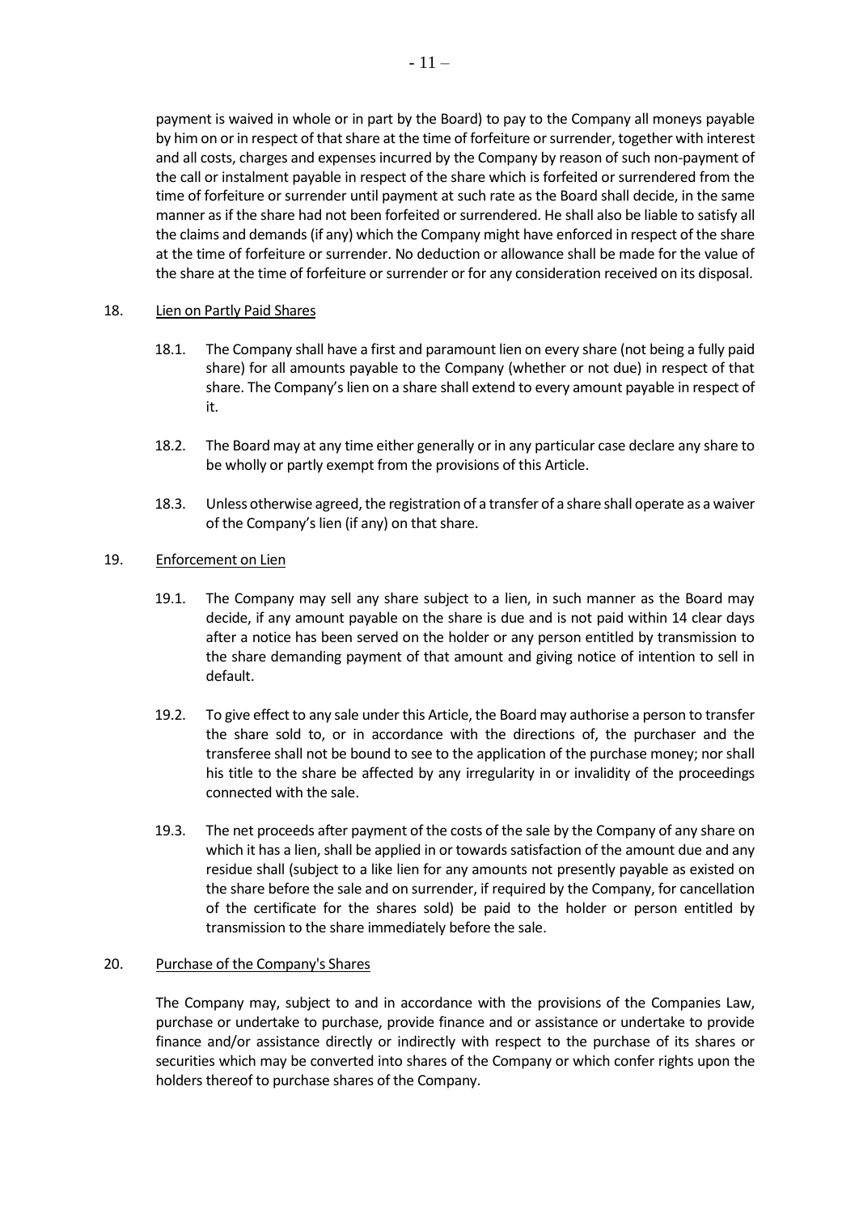payment is waived in whole or in part by the Board) to pay to the Company all moneys payable by him on or in respect of that share at the time of forfeiture or surrender, together with interest and all costs, charges and expenses incurred by the Company by reason of such non-payment of the call or instalment payable in respect of the share which is forfeited or surrendered from the time of forfeiture or surrender until payment at such rate as the Board shall decide, in the same manner as if the share had not been forfeited or surrendered. He shall also be liable to satisfy all the claims and demands (if any) which the Company might have enforced in respect of the share at the time of forfeiture or surrender. No deduction or allowance shall be made for the value of the share at the time of forfeiture or surrender or for any consideration received on its disposal.

18. Lien on Partly Paid Shares

18.1. The Company shall have a first and paramount lien on every share (not being a fully paid share) for all amounts payable to the Company (whether or not due) in respect of that share. The Company's lien on a share shall extend to every amount payable in respect of it.

18.2. The Board may at any time either generally or in any particular case declare any share to be wholly or partly exempt from the provisions of this Article.

18.3. Unless otherwise agreed, the registration of a transfer of a share shall operate as a waiver of the Company's lien (if any) on that share.

19. Enforcement on Lien

19.1. The Company may sell any share subject to a lien, in such manner as the Board may decide, if any amount payable on the share is due and is not paid within 14 clear days after a notice has been served on the holder or any person entitled by transmission to the share demanding payment of that amount and giving notice of intention to sell in default.

19.2. To give effect to any sale under this Article, the Board may authorise a person to transfer the share sold to, or in accordance with the directions of, the purchaser and the transferee shall not be bound to see to the application of the purchase money; nor shall his title to the share be affected by any irregularity in or invalidity of the proceedings connected with the sale.

19.3. The net proceeds after payment of the costs of the sale by the Company of any share on which it has a lien, shall be applied in or towards satisfaction of the amount due and any residue shall (subject to a like lien for any amounts not presently payable as existed on the share before the sale and on surrender, if required by the Company, for cancellation of the certificate for the shares sold) be paid to the holder or person entitled by transmission to the share immediately before the sale.

20. Purchase of the Company's Shares

The Company may, subject to and in accordance with the provisions of the Companies Law, purchase or undertake to purchase, provide finance and or assistance or undertake to provide finance and/or assistance directly or indirectly with respect to the purchase of its shares or securities which may be converted into shares of the Company or which confer rights upon the holders thereof to purchase shares of the Company.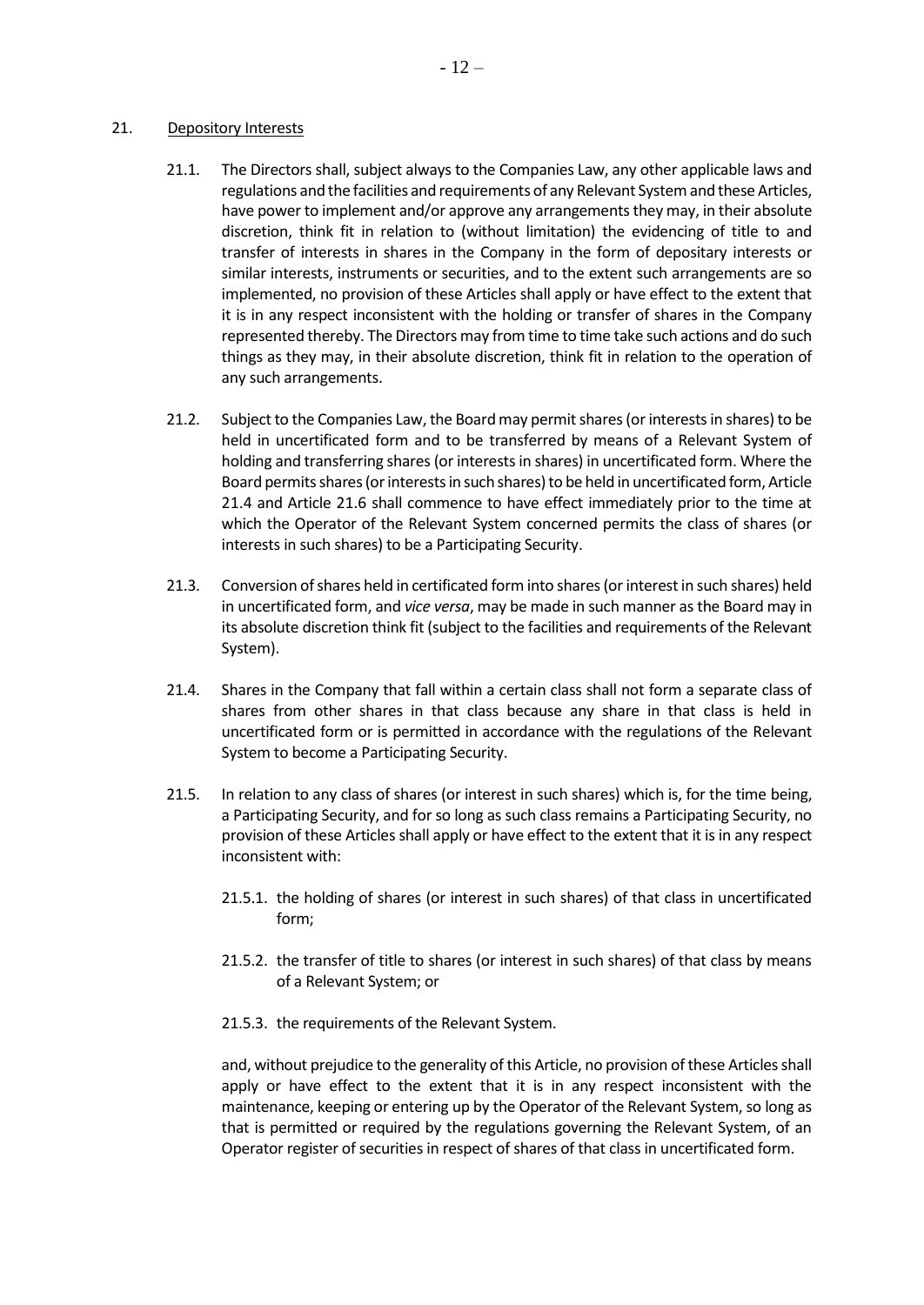## 21. Depository Interests

21.1. The Directors shall, subject always to the Companies Law, any other applicable laws and regulations and the facilities and requirements of any Relevant System and these Articles, have power to implement and/or approve any arrangements they may, in their absolute discretion, think fit in relation to (without limitation) the evidencing of title to and transfer of interests in shares in the Company in the form of depositary interests or similar interests, instruments or securities, and to the extent such arrangements are so implemented, no provision of these Articles shall apply or have effect to the extent that it is in any respect inconsistent with the holding or transfer of shares in the Company represented thereby. The Directors may from time to time take such actions and do such things as they may, in their absolute discretion, think fit in relation to the operation of any such arrangements.

21.2. Subject to the Companies Law, the Board may permit shares (or interests in shares) to be held in uncertificated form and to be transferred by means of a Relevant System of holding and transferring shares (or interests in shares) in uncertificated form. Where the Board permits shares (or interests in such shares) to be held in uncertificated form, Article 21.4 and Article 21.6 shall commence to have effect immediately prior to the time at which the Operator of the Relevant System concerned permits the class of shares (or interests in such shares) to be a Participating Security.

21.3. Conversion of shares held in certificated form into shares (or interest in such shares) held in uncertificated form, and *vice versa*, may be made in such manner as the Board may in its absolute discretion think fit (subject to the facilities and requirements of the Relevant System).

21.4. Shares in the Company that fall within a certain class shall not form a separate class of shares from other shares in that class because any share in that class is held in uncertificated form or is permitted in accordance with the regulations of the Relevant System to become a Participating Security.

21.5. In relation to any class of shares (or interest in such shares) which is, for the time being, a Participating Security, and for so long as such class remains a Participating Security, no provision of these Articles shall apply or have effect to the extent that it is in any respect inconsistent with:

21.5.1. the holding of shares (or interest in such shares) of that class in uncertificated form;

21.5.2. the transfer of title to shares (or interest in such shares) of that class by means of a Relevant System; or

21.5.3. the requirements of the Relevant System.

and, without prejudice to the generality of this Article, no provision of these Articles shall apply or have effect to the extent that it is in any respect inconsistent with the maintenance, keeping or entering up by the Operator of the Relevant System, so long as that is permitted or required by the regulations governing the Relevant System, of an Operator register of securities in respect of shares of that class in uncertificated form.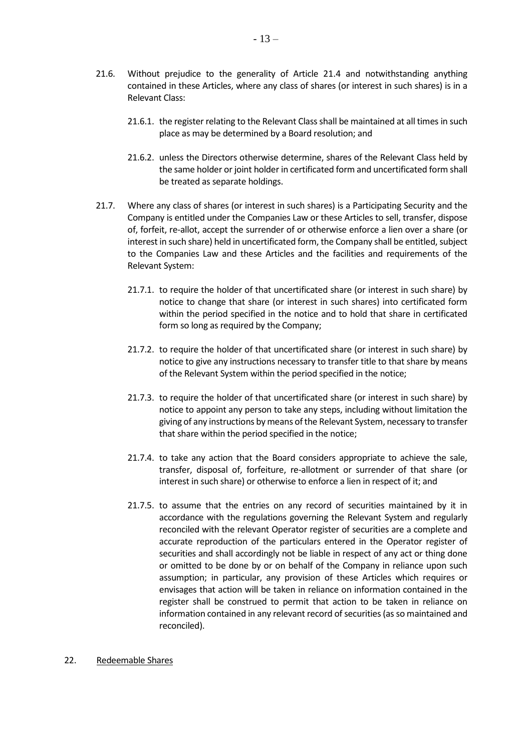21.6. Without prejudice to the generality of Article 21.4 and notwithstanding anything contained in these Articles, where any class of shares (or interest in such shares) is in a Relevant Class:

21.6.1. the register relating to the Relevant Class shall be maintained at all times in such place as may be determined by a Board resolution; and

21.6.2. unless the Directors otherwise determine, shares of the Relevant Class held by the same holder or joint holder in certificated form and uncertificated form shall be treated as separate holdings.

21.7. Where any class of shares (or interest in such shares) is a Participating Security and the Company is entitled under the Companies Law or these Articles to sell, transfer, dispose of, forfeit, re-allot, accept the surrender of or otherwise enforce a lien over a share (or interest in such share) held in uncertificated form, the Company shall be entitled, subject to the Companies Law and these Articles and the facilities and requirements of the Relevant System:

21.7.1. to require the holder of that uncertificated share (or interest in such share) by notice to change that share (or interest in such shares) into certificated form within the period specified in the notice and to hold that share in certificated form so long as required by the Company;

21.7.2. to require the holder of that uncertificated share (or interest in such share) by notice to give any instructions necessary to transfer title to that share by means of the Relevant System within the period specified in the notice;

21.7.3. to require the holder of that uncertificated share (or interest in such share) by notice to appoint any person to take any steps, including without limitation the giving of any instructions by means of the Relevant System, necessary to transfer that share within the period specified in the notice;

21.7.4. to take any action that the Board considers appropriate to achieve the sale, transfer, disposal of, forfeiture, re-allotment or surrender of that share (or interest in such share) or otherwise to enforce a lien in respect of it; and

21.7.5. to assume that the entries on any record of securities maintained by it in accordance with the regulations governing the Relevant System and regularly reconciled with the relevant Operator register of securities are a complete and accurate reproduction of the particulars entered in the Operator register of securities and shall accordingly not be liable in respect of any act or thing done or omitted to be done by or on behalf of the Company in reliance upon such assumption; in particular, any provision of these Articles which requires or envisages that action will be taken in reliance on information contained in the register shall be construed to permit that action to be taken in reliance on information contained in any relevant record of securities (as so maintained and reconciled).

22. <u>Redeemable Shares</u>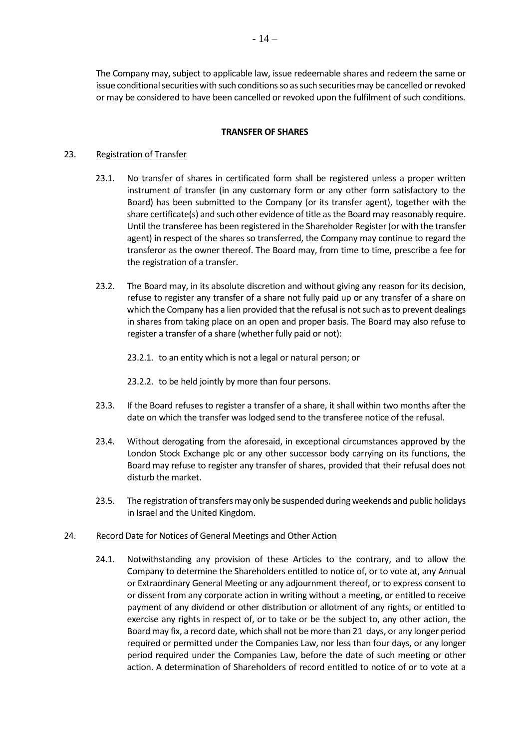The Company may, subject to applicable law, issue redeemable shares and redeem the same or issue conditional securities with such conditions so as such securities may be cancelled or revoked or may be considered to have been cancelled or revoked upon the fulfilment of such conditions.

**TRANSFER OF SHARES**

23. Registration of Transfer

23.1. No transfer of shares in certificated form shall be registered unless a proper written instrument of transfer (in any customary form or any other form satisfactory to the Board) has been submitted to the Company (or its transfer agent), together with the share certificate(s) and such other evidence of title as the Board may reasonably require. Until the transferee has been registered in the Shareholder Register (or with the transfer agent) in respect of the shares so transferred, the Company may continue to regard the transferor as the owner thereof. The Board may, from time to time, prescribe a fee for the registration of a transfer.

23.2. The Board may, in its absolute discretion and without giving any reason for its decision, refuse to register any transfer of a share not fully paid up or any transfer of a share on which the Company has a lien provided that the refusal is not such as to prevent dealings in shares from taking place on an open and proper basis. The Board may also refuse to register a transfer of a share (whether fully paid or not):

23.2.1. to an entity which is not a legal or natural person; or

23.2.2. to be held jointly by more than four persons.

23.3. If the Board refuses to register a transfer of a share, it shall within two months after the date on which the transfer was lodged send to the transferee notice of the refusal.

23.4. Without derogating from the aforesaid, in exceptional circumstances approved by the London Stock Exchange plc or any other successor body carrying on its functions, the Board may refuse to register any transfer of shares, provided that their refusal does not disturb the market.

23.5. The registration of transfers may only be suspended during weekends and public holidays in Israel and the United Kingdom.

24. Record Date for Notices of General Meetings and Other Action

24.1. Notwithstanding any provision of these Articles to the contrary, and to allow the Company to determine the Shareholders entitled to notice of, or to vote at, any Annual or Extraordinary General Meeting or any adjournment thereof, or to express consent to or dissent from any corporate action in writing without a meeting, or entitled to receive payment of any dividend or other distribution or allotment of any rights, or entitled to exercise any rights in respect of, or to take or be the subject to, any other action, the Board may fix, a record date, which shall not be more than 21 days, or any longer period required or permitted under the Companies Law, nor less than four days, or any longer period required under the Companies Law, before the date of such meeting or other action. A determination of Shareholders of record entitled to notice of or to vote at a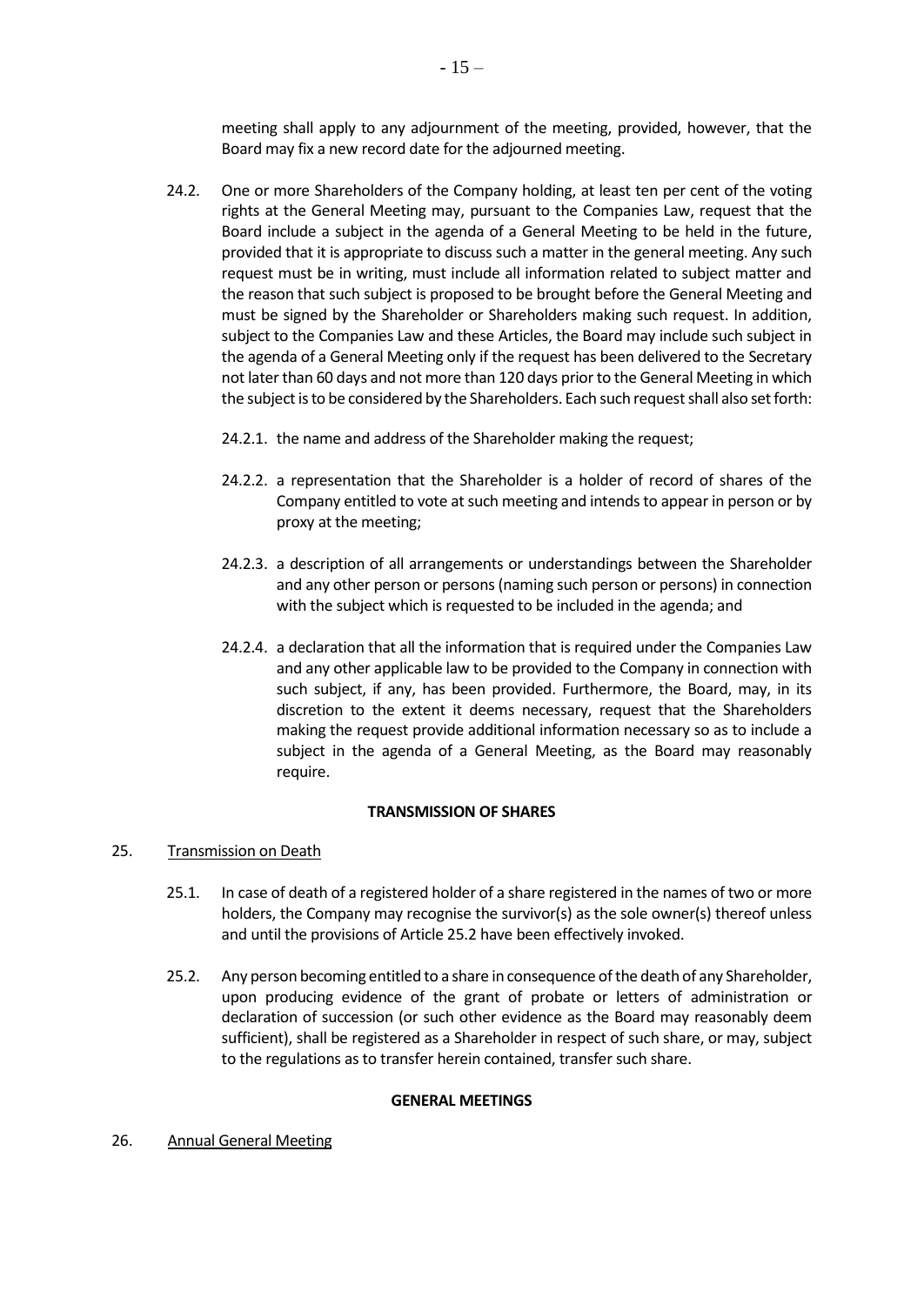meeting shall apply to any adjournment of the meeting, provided, however, that the Board may fix a new record date for the adjourned meeting.

24.2. One or more Shareholders of the Company holding, at least ten per cent of the voting rights at the General Meeting may, pursuant to the Companies Law, request that the Board include a subject in the agenda of a General Meeting to be held in the future, provided that it is appropriate to discuss such a matter in the general meeting. Any such request must be in writing, must include all information related to subject matter and the reason that such subject is proposed to be brought before the General Meeting and must be signed by the Shareholder or Shareholders making such request. In addition, subject to the Companies Law and these Articles, the Board may include such subject in the agenda of a General Meeting only if the request has been delivered to the Secretary not later than 60 days and not more than 120 days prior to the General Meeting in which the subject is to be considered by the Shareholders. Each such request shall also set forth:

24.2.1. the name and address of the Shareholder making the request;

24.2.2. a representation that the Shareholder is a holder of record of shares of the Company entitled to vote at such meeting and intends to appear in person or by proxy at the meeting;

24.2.3. a description of all arrangements or understandings between the Shareholder and any other person or persons (naming such person or persons) in connection with the subject which is requested to be included in the agenda; and

24.2.4. a declaration that all the information that is required under the Companies Law and any other applicable law to be provided to the Company in connection with such subject, if any, has been provided. Furthermore, the Board, may, in its discretion to the extent it deems necessary, request that the Shareholders making the request provide additional information necessary so as to include a subject in the agenda of a General Meeting, as the Board may reasonably require.

**TRANSMISSION OF SHARES**

25. Transmission on Death

25.1. In case of death of a registered holder of a share registered in the names of two or more holders, the Company may recognise the survivor(s) as the sole owner(s) thereof unless and until the provisions of Article 25.2 have been effectively invoked.

25.2. Any person becoming entitled to a share in consequence of the death of any Shareholder, upon producing evidence of the grant of probate or letters of administration or declaration of succession (or such other evidence as the Board may reasonably deem sufficient), shall be registered as a Shareholder in respect of such share, or may, subject to the regulations as to transfer herein contained, transfer such share.

**GENERAL MEETINGS**

26. Annual General Meeting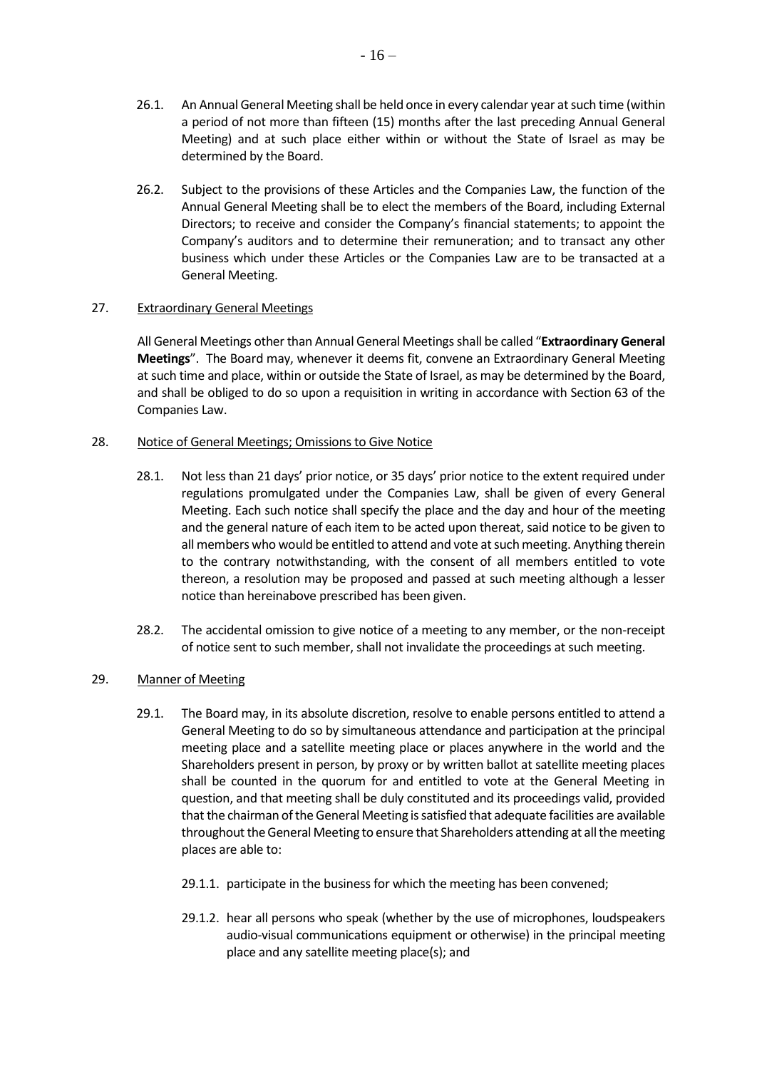26.1. An Annual General Meeting shall be held once in every calendar year at such time (within a period of not more than fifteen (15) months after the last preceding Annual General Meeting) and at such place either within or without the State of Israel as may be determined by the Board.

26.2. Subject to the provisions of these Articles and the Companies Law, the function of the Annual General Meeting shall be to elect the members of the Board, including External Directors; to receive and consider the Company's financial statements; to appoint the Company's auditors and to determine their remuneration; and to transact any other business which under these Articles or the Companies Law are to be transacted at a General Meeting.

27. <u>Extraordinary General Meetings</u>

All General Meetings other than Annual General Meetings shall be called "**Extraordinary General Meetings**". The Board may, whenever it deems fit, convene an Extraordinary General Meeting at such time and place, within or outside the State of Israel, as may be determined by the Board, and shall be obliged to do so upon a requisition in writing in accordance with Section 63 of the Companies Law.

28. <u>Notice of General Meetings; Omissions to Give Notice</u>

28.1. Not less than 21 days' prior notice, or 35 days' prior notice to the extent required under regulations promulgated under the Companies Law, shall be given of every General Meeting. Each such notice shall specify the place and the day and hour of the meeting and the general nature of each item to be acted upon thereat, said notice to be given to all members who would be entitled to attend and vote at such meeting. Anything therein to the contrary notwithstanding, with the consent of all members entitled to vote thereon, a resolution may be proposed and passed at such meeting although a lesser notice than hereinabove prescribed has been given.

28.2. The accidental omission to give notice of a meeting to any member, or the non-receipt of notice sent to such member, shall not invalidate the proceedings at such meeting.

29. <u>Manner of Meeting</u>

29.1. The Board may, in its absolute discretion, resolve to enable persons entitled to attend a General Meeting to do so by simultaneous attendance and participation at the principal meeting place and a satellite meeting place or places anywhere in the world and the Shareholders present in person, by proxy or by written ballot at satellite meeting places shall be counted in the quorum for and entitled to vote at the General Meeting in question, and that meeting shall be duly constituted and its proceedings valid, provided that the chairman of the General Meeting is satisfied that adequate facilities are available throughout the General Meeting to ensure that Shareholders attending at all the meeting places are able to:

29.1.1. participate in the business for which the meeting has been convened;

29.1.2. hear all persons who speak (whether by the use of microphones, loudspeakers audio-visual communications equipment or otherwise) in the principal meeting place and any satellite meeting place(s); and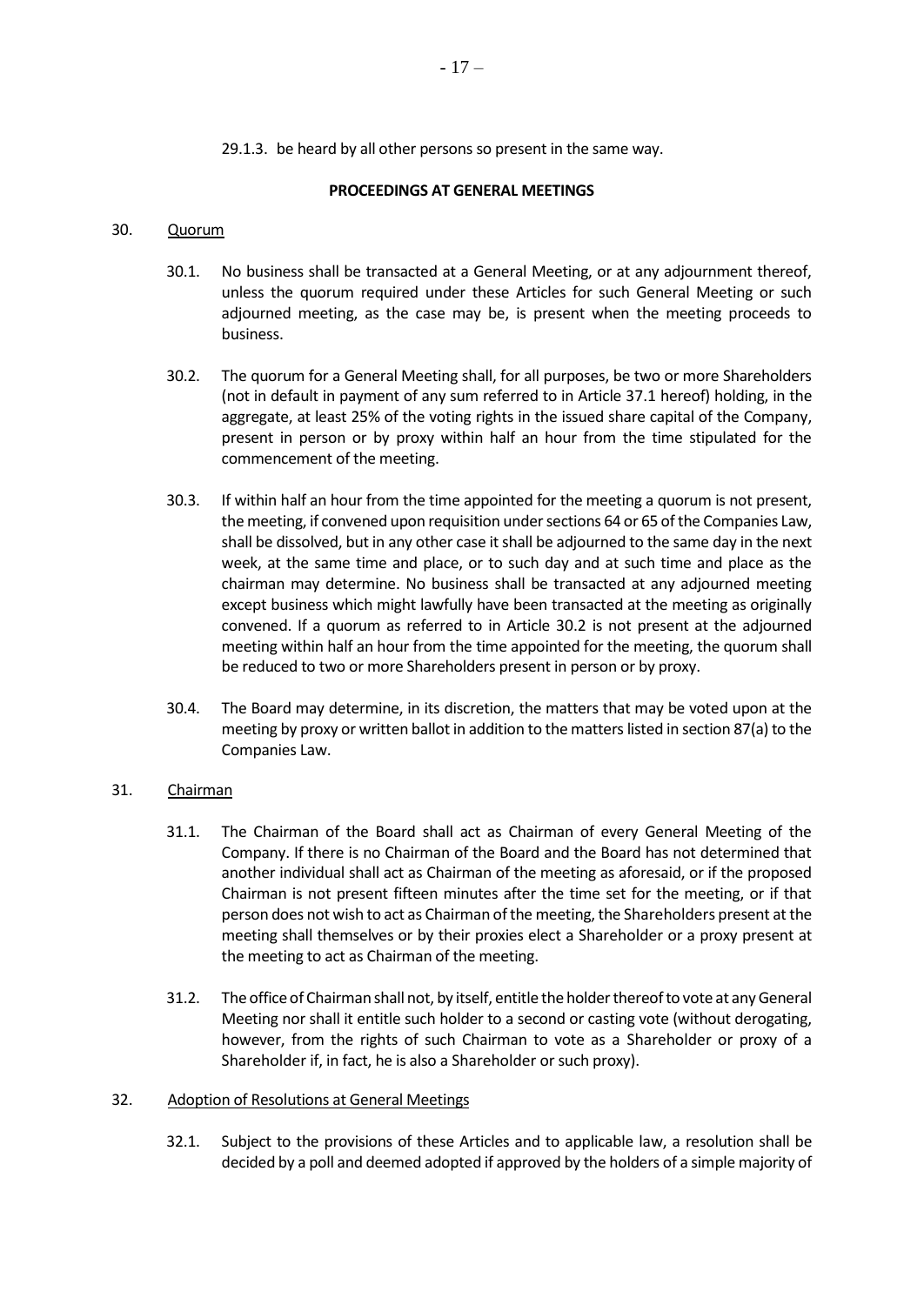29.1.3. be heard by all other persons so present in the same way.

**PROCEEDINGS AT GENERAL MEETINGS**

30. Quorum

30.1. No business shall be transacted at a General Meeting, or at any adjournment thereof, unless the quorum required under these Articles for such General Meeting or such adjourned meeting, as the case may be, is present when the meeting proceeds to business.

30.2. The quorum for a General Meeting shall, for all purposes, be two or more Shareholders (not in default in payment of any sum referred to in Article 37.1 hereof) holding, in the aggregate, at least 25% of the voting rights in the issued share capital of the Company, present in person or by proxy within half an hour from the time stipulated for the commencement of the meeting.

30.3. If within half an hour from the time appointed for the meeting a quorum is not present, the meeting, if convened upon requisition under sections 64 or 65 of the Companies Law, shall be dissolved, but in any other case it shall be adjourned to the same day in the next week, at the same time and place, or to such day and at such time and place as the chairman may determine. No business shall be transacted at any adjourned meeting except business which might lawfully have been transacted at the meeting as originally convened. If a quorum as referred to in Article 30.2 is not present at the adjourned meeting within half an hour from the time appointed for the meeting, the quorum shall be reduced to two or more Shareholders present in person or by proxy.

30.4. The Board may determine, in its discretion, the matters that may be voted upon at the meeting by proxy or written ballot in addition to the matters listed in section 87(a) to the Companies Law.

31. Chairman

31.1. The Chairman of the Board shall act as Chairman of every General Meeting of the Company. If there is no Chairman of the Board and the Board has not determined that another individual shall act as Chairman of the meeting as aforesaid, or if the proposed Chairman is not present fifteen minutes after the time set for the meeting, or if that person does not wish to act as Chairman of the meeting, the Shareholders present at the meeting shall themselves or by their proxies elect a Shareholder or a proxy present at the meeting to act as Chairman of the meeting.

31.2. The office of Chairman shall not, by itself, entitle the holder thereof to vote at any General Meeting nor shall it entitle such holder to a second or casting vote (without derogating, however, from the rights of such Chairman to vote as a Shareholder or proxy of a Shareholder if, in fact, he is also a Shareholder or such proxy).

32. Adoption of Resolutions at General Meetings

32.1. Subject to the provisions of these Articles and to applicable law, a resolution shall be decided by a poll and deemed adopted if approved by the holders of a simple majority of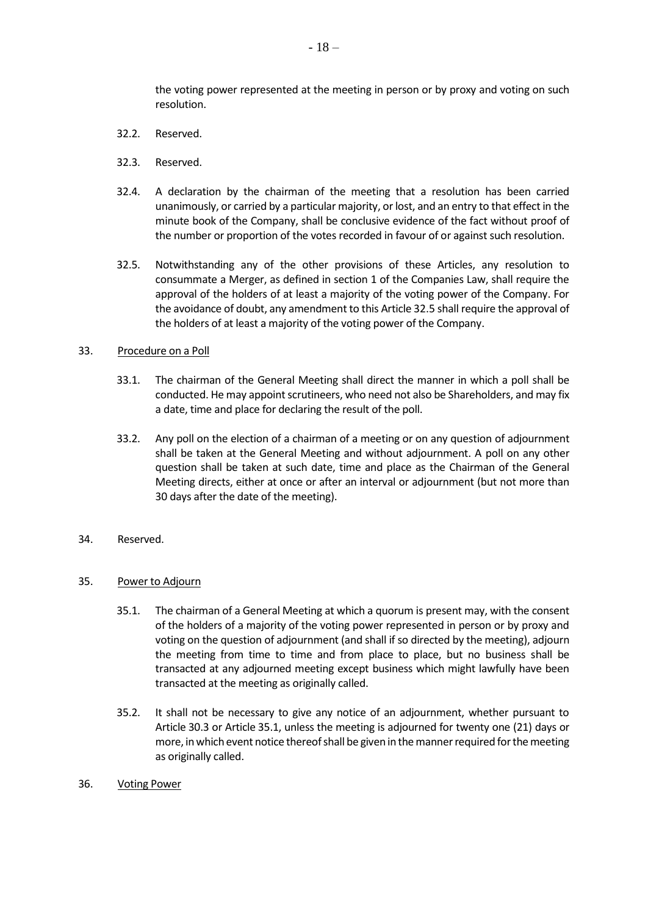the voting power represented at the meeting in person or by proxy and voting on such resolution.

32.2. Reserved.

32.3. Reserved.

32.4. A declaration by the chairman of the meeting that a resolution has been carried unanimously, or carried by a particular majority, or lost, and an entry to that effect in the minute book of the Company, shall be conclusive evidence of the fact without proof of the number or proportion of the votes recorded in favour of or against such resolution.

32.5. Notwithstanding any of the other provisions of these Articles, any resolution to consummate a Merger, as defined in section 1 of the Companies Law, shall require the approval of the holders of at least a majority of the voting power of the Company. For the avoidance of doubt, any amendment to this Article 32.5 shall require the approval of the holders of at least a majority of the voting power of the Company.

33. Procedure on a Poll

33.1. The chairman of the General Meeting shall direct the manner in which a poll shall be conducted. He may appoint scrutineers, who need not also be Shareholders, and may fix a date, time and place for declaring the result of the poll.

33.2. Any poll on the election of a chairman of a meeting or on any question of adjournment shall be taken at the General Meeting and without adjournment. A poll on any other question shall be taken at such date, time and place as the Chairman of the General Meeting directs, either at once or after an interval or adjournment (but not more than 30 days after the date of the meeting).

34. Reserved.

35. Power to Adjourn

35.1. The chairman of a General Meeting at which a quorum is present may, with the consent of the holders of a majority of the voting power represented in person or by proxy and voting on the question of adjournment (and shall if so directed by the meeting), adjourn the meeting from time to time and from place to place, but no business shall be transacted at any adjourned meeting except business which might lawfully have been transacted at the meeting as originally called.

35.2. It shall not be necessary to give any notice of an adjournment, whether pursuant to Article 30.3 or Article 35.1, unless the meeting is adjourned for twenty one (21) days or more, in which event notice thereof shall be given in the manner required for the meeting as originally called.

36. Voting Power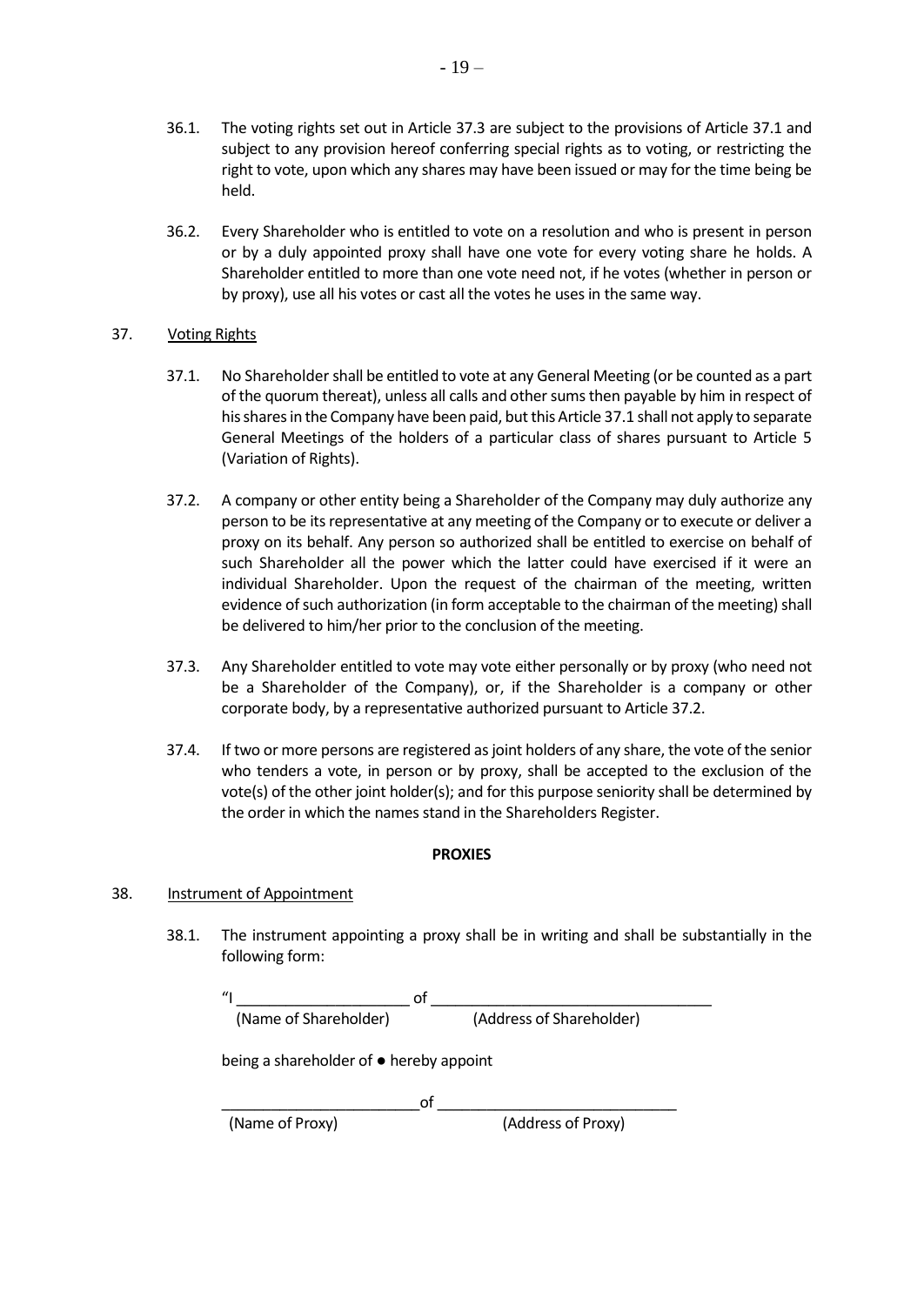36.1. The voting rights set out in Article 37.3 are subject to the provisions of Article 37.1 and subject to any provision hereof conferring special rights as to voting, or restricting the right to vote, upon which any shares may have been issued or may for the time being be held.

36.2. Every Shareholder who is entitled to vote on a resolution and who is present in person or by a duly appointed proxy shall have one vote for every voting share he holds. A Shareholder entitled to more than one vote need not, if he votes (whether in person or by proxy), use all his votes or cast all the votes he uses in the same way.

37. Voting Rights

37.1. No Shareholder shall be entitled to vote at any General Meeting (or be counted as a part of the quorum thereat), unless all calls and other sums then payable by him in respect of his shares in the Company have been paid, but this Article 37.1 shall not apply to separate General Meetings of the holders of a particular class of shares pursuant to Article 5 (Variation of Rights).

37.2. A company or other entity being a Shareholder of the Company may duly authorize any person to be its representative at any meeting of the Company or to execute or deliver a proxy on its behalf. Any person so authorized shall be entitled to exercise on behalf of such Shareholder all the power which the latter could have exercised if it were an individual Shareholder. Upon the request of the chairman of the meeting, written evidence of such authorization (in form acceptable to the chairman of the meeting) shall be delivered to him/her prior to the conclusion of the meeting.

37.3. Any Shareholder entitled to vote may vote either personally or by proxy (who need not be a Shareholder of the Company), or, if the Shareholder is a company or other corporate body, by a representative authorized pursuant to Article 37.2.

37.4. If two or more persons are registered as joint holders of any share, the vote of the senior who tenders a vote, in person or by proxy, shall be accepted to the exclusion of the vote(s) of the other joint holder(s); and for this purpose seniority shall be determined by the order in which the names stand in the Shareholders Register.

**PROXIES**

38. Instrument of Appointment

38.1. The instrument appointing a proxy shall be in writing and shall be substantially in the following form:

"I _____________________ of __________________________________
(Name of Shareholder) (Address of Shareholder)

being a shareholder of ● hereby appoint

________________________ of _____________________________
(Name of Proxy) (Address of Proxy)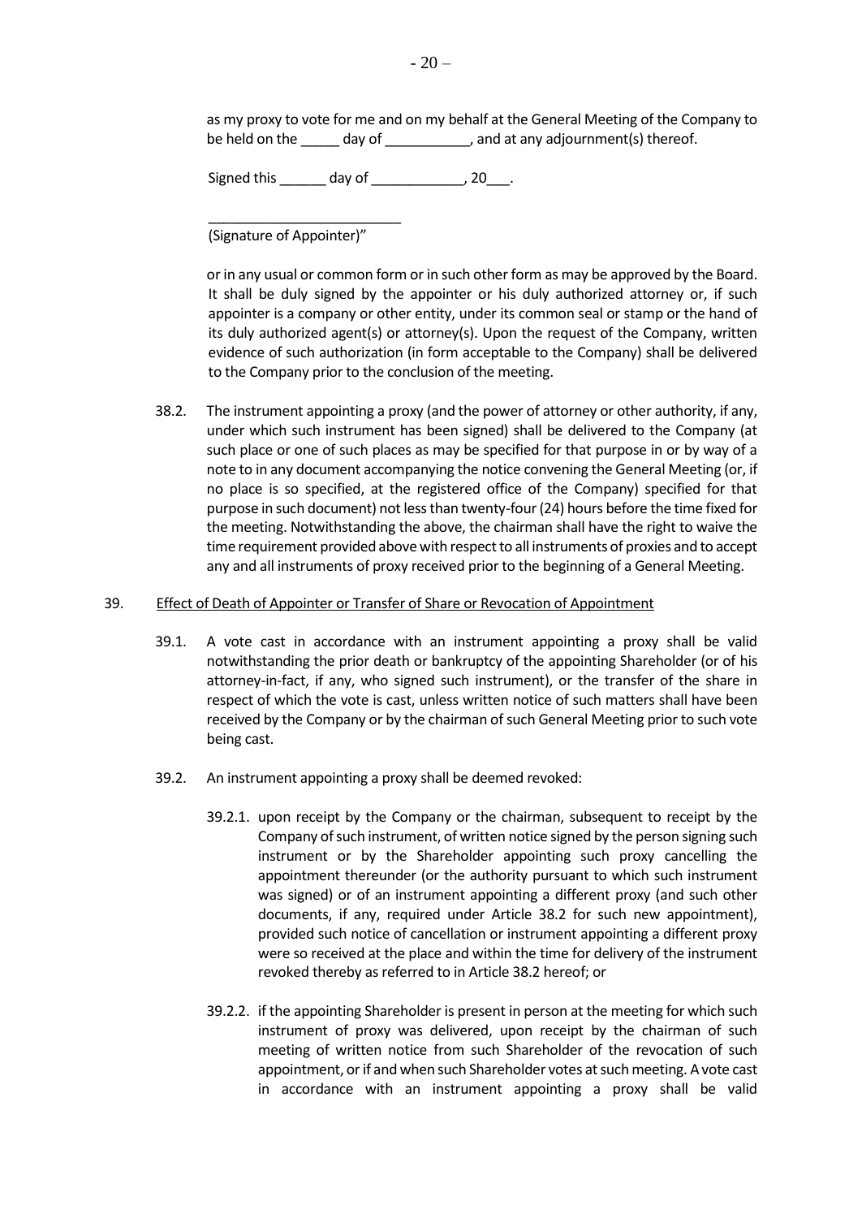as my proxy to vote for me and on my behalf at the General Meeting of the Company to be held on the _____ day of ___________, and at any adjournment(s) thereof.

Signed this ______ day of ____________, 20___.

_________________________
(Signature of Appointer)"

or in any usual or common form or in such other form as may be approved by the Board. It shall be duly signed by the appointer or his duly authorized attorney or, if such appointer is a company or other entity, under its common seal or stamp or the hand of its duly authorized agent(s) or attorney(s). Upon the request of the Company, written evidence of such authorization (in form acceptable to the Company) shall be delivered to the Company prior to the conclusion of the meeting.

38.2. The instrument appointing a proxy (and the power of attorney or other authority, if any, under which such instrument has been signed) shall be delivered to the Company (at such place or one of such places as may be specified for that purpose in or by way of a note to in any document accompanying the notice convening the General Meeting (or, if no place is so specified, at the registered office of the Company) specified for that purpose in such document) not less than twenty-four (24) hours before the time fixed for the meeting. Notwithstanding the above, the chairman shall have the right to waive the time requirement provided above with respect to all instruments of proxies and to accept any and all instruments of proxy received prior to the beginning of a General Meeting.

39. <u>Effect of Death of Appointer or Transfer of Share or Revocation of Appointment</u>

39.1. A vote cast in accordance with an instrument appointing a proxy shall be valid notwithstanding the prior death or bankruptcy of the appointing Shareholder (or of his attorney-in-fact, if any, who signed such instrument), or the transfer of the share in respect of which the vote is cast, unless written notice of such matters shall have been received by the Company or by the chairman of such General Meeting prior to such vote being cast.

39.2. An instrument appointing a proxy shall be deemed revoked:

39.2.1. upon receipt by the Company or the chairman, subsequent to receipt by the Company of such instrument, of written notice signed by the person signing such instrument or by the Shareholder appointing such proxy cancelling the appointment thereunder (or the authority pursuant to which such instrument was signed) or of an instrument appointing a different proxy (and such other documents, if any, required under Article 38.2 for such new appointment), provided such notice of cancellation or instrument appointing a different proxy were so received at the place and within the time for delivery of the instrument revoked thereby as referred to in Article 38.2 hereof; or

39.2.2. if the appointing Shareholder is present in person at the meeting for which such instrument of proxy was delivered, upon receipt by the chairman of such meeting of written notice from such Shareholder of the revocation of such appointment, or if and when such Shareholder votes at such meeting. A vote cast in accordance with an instrument appointing a proxy shall be valid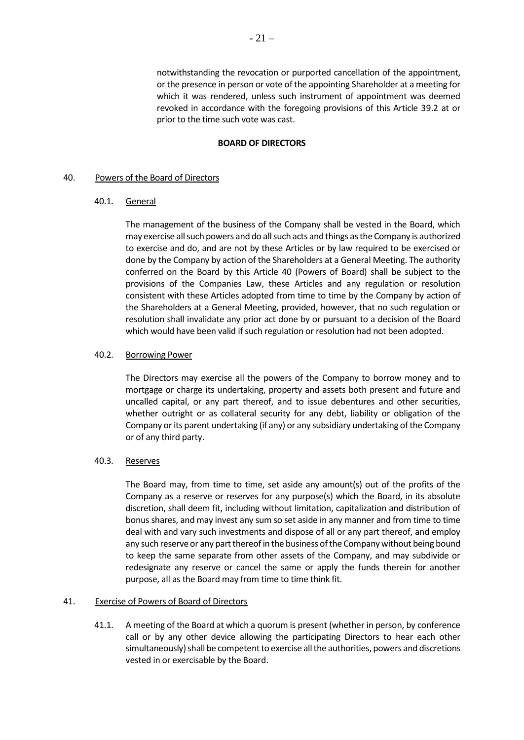notwithstanding the revocation or purported cancellation of the appointment, or the presence in person or vote of the appointing Shareholder at a meeting for which it was rendered, unless such instrument of appointment was deemed revoked in accordance with the foregoing provisions of this Article 39.2 at or prior to the time such vote was cast.

**BOARD OF DIRECTORS**

40. Powers of the Board of Directors

40.1. General

The management of the business of the Company shall be vested in the Board, which may exercise all such powers and do all such acts and things as the Company is authorized to exercise and do, and are not by these Articles or by law required to be exercised or done by the Company by action of the Shareholders at a General Meeting. The authority conferred on the Board by this Article 40 (Powers of Board) shall be subject to the provisions of the Companies Law, these Articles and any regulation or resolution consistent with these Articles adopted from time to time by the Company by action of the Shareholders at a General Meeting, provided, however, that no such regulation or resolution shall invalidate any prior act done by or pursuant to a decision of the Board which would have been valid if such regulation or resolution had not been adopted.

40.2. Borrowing Power

The Directors may exercise all the powers of the Company to borrow money and to mortgage or charge its undertaking, property and assets both present and future and uncalled capital, or any part thereof, and to issue debentures and other securities, whether outright or as collateral security for any debt, liability or obligation of the Company or its parent undertaking (if any) or any subsidiary undertaking of the Company or of any third party.

40.3. Reserves

The Board may, from time to time, set aside any amount(s) out of the profits of the Company as a reserve or reserves for any purpose(s) which the Board, in its absolute discretion, shall deem fit, including without limitation, capitalization and distribution of bonus shares, and may invest any sum so set aside in any manner and from time to time deal with and vary such investments and dispose of all or any part thereof, and employ any such reserve or any part thereof in the business of the Company without being bound to keep the same separate from other assets of the Company, and may subdivide or redesignate any reserve or cancel the same or apply the funds therein for another purpose, all as the Board may from time to time think fit.

41. Exercise of Powers of Board of Directors

41.1. A meeting of the Board at which a quorum is present (whether in person, by conference call or by any other device allowing the participating Directors to hear each other simultaneously) shall be competent to exercise all the authorities, powers and discretions vested in or exercisable by the Board.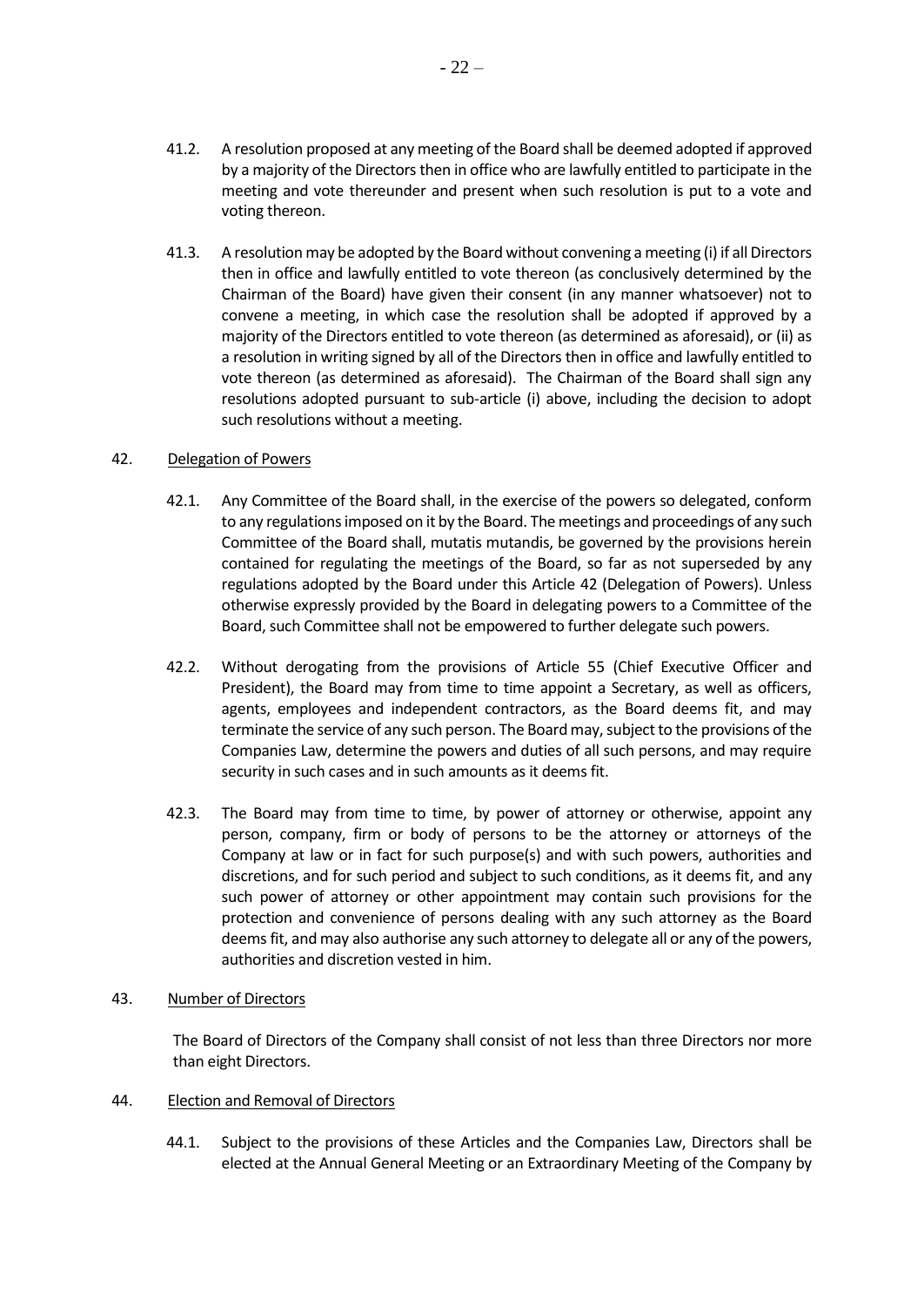41.2. A resolution proposed at any meeting of the Board shall be deemed adopted if approved by a majority of the Directors then in office who are lawfully entitled to participate in the meeting and vote thereunder and present when such resolution is put to a vote and voting thereon.

41.3. A resolution may be adopted by the Board without convening a meeting (i) if all Directors then in office and lawfully entitled to vote thereon (as conclusively determined by the Chairman of the Board) have given their consent (in any manner whatsoever) not to convene a meeting, in which case the resolution shall be adopted if approved by a majority of the Directors entitled to vote thereon (as determined as aforesaid), or (ii) as a resolution in writing signed by all of the Directors then in office and lawfully entitled to vote thereon (as determined as aforesaid). The Chairman of the Board shall sign any resolutions adopted pursuant to sub-article (i) above, including the decision to adopt such resolutions without a meeting.

42. Delegation of Powers

42.1. Any Committee of the Board shall, in the exercise of the powers so delegated, conform to any regulations imposed on it by the Board. The meetings and proceedings of any such Committee of the Board shall, mutatis mutandis, be governed by the provisions herein contained for regulating the meetings of the Board, so far as not superseded by any regulations adopted by the Board under this Article 42 (Delegation of Powers). Unless otherwise expressly provided by the Board in delegating powers to a Committee of the Board, such Committee shall not be empowered to further delegate such powers.

42.2. Without derogating from the provisions of Article 55 (Chief Executive Officer and President), the Board may from time to time appoint a Secretary, as well as officers, agents, employees and independent contractors, as the Board deems fit, and may terminate the service of any such person. The Board may, subject to the provisions of the Companies Law, determine the powers and duties of all such persons, and may require security in such cases and in such amounts as it deems fit.

42.3. The Board may from time to time, by power of attorney or otherwise, appoint any person, company, firm or body of persons to be the attorney or attorneys of the Company at law or in fact for such purpose(s) and with such powers, authorities and discretions, and for such period and subject to such conditions, as it deems fit, and any such power of attorney or other appointment may contain such provisions for the protection and convenience of persons dealing with any such attorney as the Board deems fit, and may also authorise any such attorney to delegate all or any of the powers, authorities and discretion vested in him.

43. Number of Directors

The Board of Directors of the Company shall consist of not less than three Directors nor more than eight Directors.

44. Election and Removal of Directors

44.1. Subject to the provisions of these Articles and the Companies Law, Directors shall be elected at the Annual General Meeting or an Extraordinary Meeting of the Company by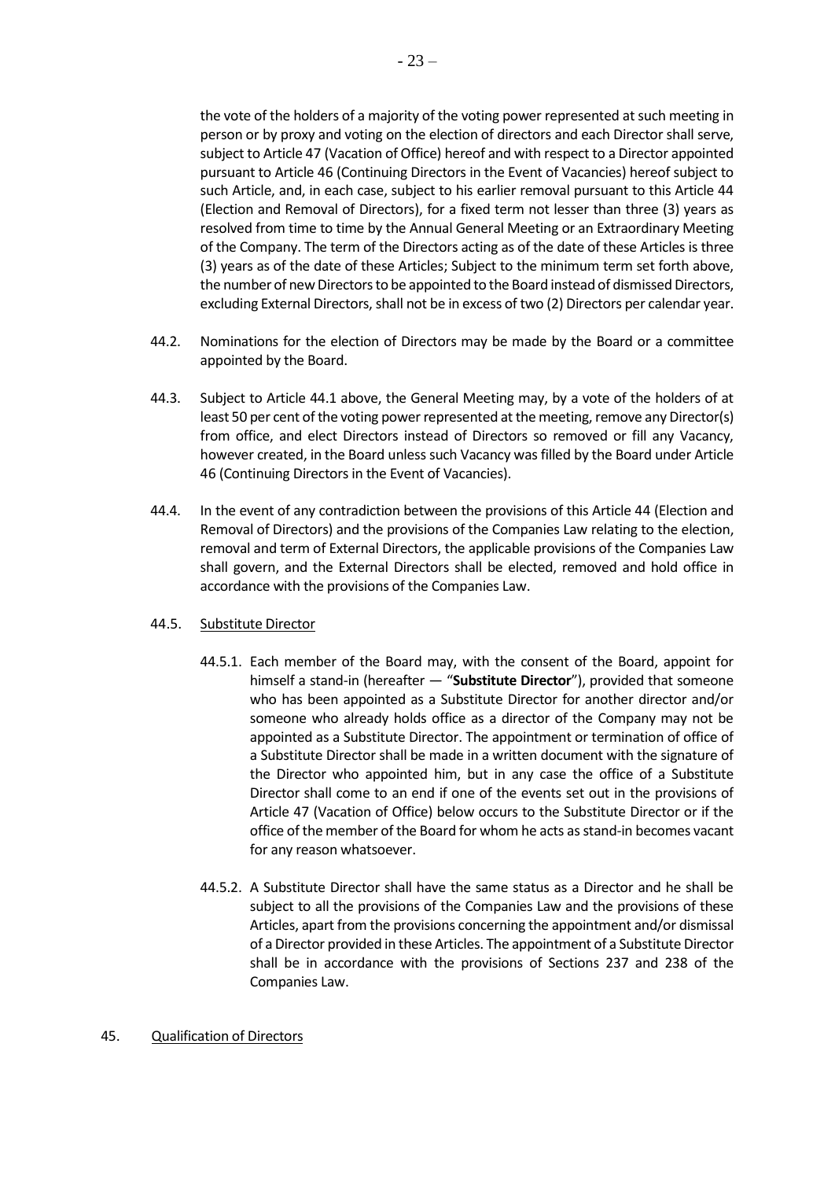the vote of the holders of a majority of the voting power represented at such meeting in person or by proxy and voting on the election of directors and each Director shall serve, subject to Article 47 (Vacation of Office) hereof and with respect to a Director appointed pursuant to Article 46 (Continuing Directors in the Event of Vacancies) hereof subject to such Article, and, in each case, subject to his earlier removal pursuant to this Article 44 (Election and Removal of Directors), for a fixed term not lesser than three (3) years as resolved from time to time by the Annual General Meeting or an Extraordinary Meeting of the Company. The term of the Directors acting as of the date of these Articles is three (3) years as of the date of these Articles; Subject to the minimum term set forth above, the number of new Directors to be appointed to the Board instead of dismissed Directors, excluding External Directors, shall not be in excess of two (2) Directors per calendar year.

44.2. Nominations for the election of Directors may be made by the Board or a committee appointed by the Board.

44.3. Subject to Article 44.1 above, the General Meeting may, by a vote of the holders of at least 50 per cent of the voting power represented at the meeting, remove any Director(s) from office, and elect Directors instead of Directors so removed or fill any Vacancy, however created, in the Board unless such Vacancy was filled by the Board under Article 46 (Continuing Directors in the Event of Vacancies).

44.4. In the event of any contradiction between the provisions of this Article 44 (Election and Removal of Directors) and the provisions of the Companies Law relating to the election, removal and term of External Directors, the applicable provisions of the Companies Law shall govern, and the External Directors shall be elected, removed and hold office in accordance with the provisions of the Companies Law.

44.5. Substitute Director

44.5.1. Each member of the Board may, with the consent of the Board, appoint for himself a stand-in (hereafter — "**Substitute Director**"), provided that someone who has been appointed as a Substitute Director for another director and/or someone who already holds office as a director of the Company may not be appointed as a Substitute Director. The appointment or termination of office of a Substitute Director shall be made in a written document with the signature of the Director who appointed him, but in any case the office of a Substitute Director shall come to an end if one of the events set out in the provisions of Article 47 (Vacation of Office) below occurs to the Substitute Director or if the office of the member of the Board for whom he acts as stand-in becomes vacant for any reason whatsoever.

44.5.2. A Substitute Director shall have the same status as a Director and he shall be subject to all the provisions of the Companies Law and the provisions of these Articles, apart from the provisions concerning the appointment and/or dismissal of a Director provided in these Articles. The appointment of a Substitute Director shall be in accordance with the provisions of Sections 237 and 238 of the Companies Law.

45. Qualification of Directors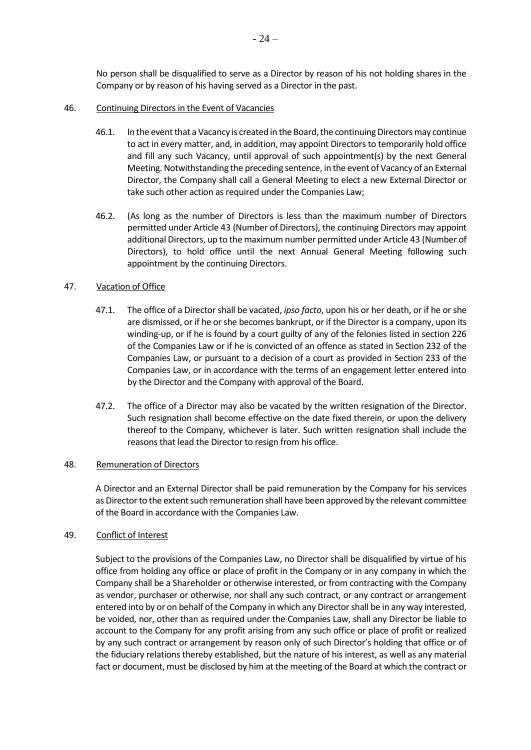No person shall be disqualified to serve as a Director by reason of his not holding shares in the Company or by reason of his having served as a Director in the past.

46. Continuing Directors in the Event of Vacancies

46.1. In the event that a Vacancy is created in the Board, the continuing Directors may continue to act in every matter, and, in addition, may appoint Directors to temporarily hold office and fill any such Vacancy, until approval of such appointment(s) by the next General Meeting. Notwithstanding the preceding sentence, in the event of Vacancy of an External Director, the Company shall call a General Meeting to elect a new External Director or take such other action as required under the Companies Law;

46.2. (As long as the number of Directors is less than the maximum number of Directors permitted under Article 43 (Number of Directors), the continuing Directors may appoint additional Directors, up to the maximum number permitted under Article 43 (Number of Directors), to hold office until the next Annual General Meeting following such appointment by the continuing Directors.

47. Vacation of Office

47.1. The office of a Director shall be vacated, *ipso facto*, upon his or her death, or if he or she are dismissed, or if he or she becomes bankrupt, or if the Director is a company, upon its winding-up, or if he is found by a court guilty of any of the felonies listed in section 226 of the Companies Law or if he is convicted of an offence as stated in Section 232 of the Companies Law, or pursuant to a decision of a court as provided in Section 233 of the Companies Law, or in accordance with the terms of an engagement letter entered into by the Director and the Company with approval of the Board.

47.2. The office of a Director may also be vacated by the written resignation of the Director. Such resignation shall become effective on the date fixed therein, or upon the delivery thereof to the Company, whichever is later. Such written resignation shall include the reasons that lead the Director to resign from his office.

48. Remuneration of Directors

A Director and an External Director shall be paid remuneration by the Company for his services as Director to the extent such remuneration shall have been approved by the relevant committee of the Board in accordance with the Companies Law.

49. Conflict of Interest

Subject to the provisions of the Companies Law, no Director shall be disqualified by virtue of his office from holding any office or place of profit in the Company or in any company in which the Company shall be a Shareholder or otherwise interested, or from contracting with the Company as vendor, purchaser or otherwise, nor shall any such contract, or any contract or arrangement entered into by or on behalf of the Company in which any Director shall be in any way interested, be voided, nor, other than as required under the Companies Law, shall any Director be liable to account to the Company for any profit arising from any such office or place of profit or realized by any such contract or arrangement by reason only of such Director's holding that office or of the fiduciary relations thereby established, but the nature of his interest, as well as any material fact or document, must be disclosed by him at the meeting of the Board at which the contract or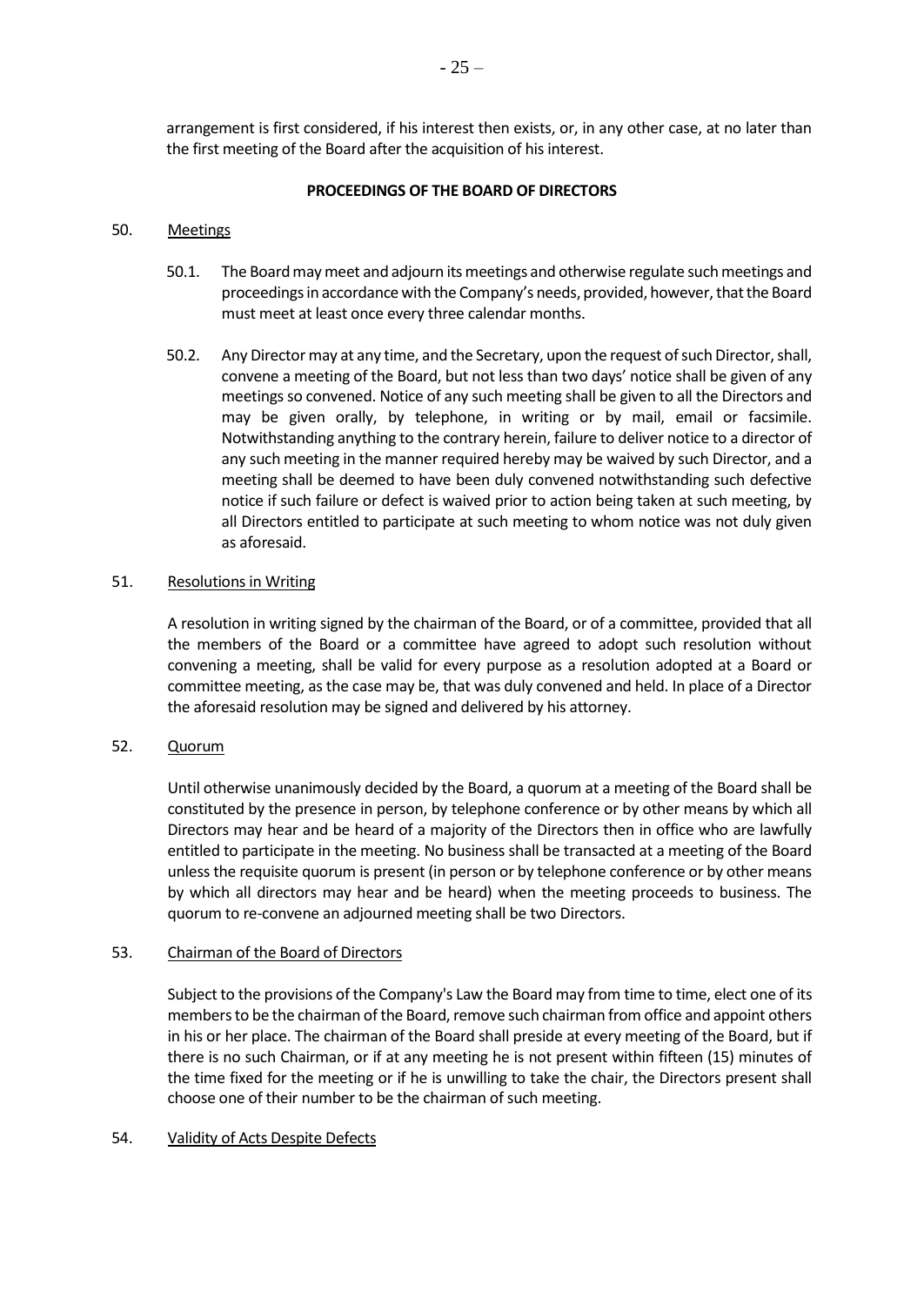arrangement is first considered, if his interest then exists, or, in any other case, at no later than the first meeting of the Board after the acquisition of his interest.

**PROCEEDINGS OF THE BOARD OF DIRECTORS**

50. Meetings

50.1. The Board may meet and adjourn its meetings and otherwise regulate such meetings and proceedings in accordance with the Company's needs, provided, however, that the Board must meet at least once every three calendar months.

50.2. Any Director may at any time, and the Secretary, upon the request of such Director, shall, convene a meeting of the Board, but not less than two days' notice shall be given of any meetings so convened. Notice of any such meeting shall be given to all the Directors and may be given orally, by telephone, in writing or by mail, email or facsimile. Notwithstanding anything to the contrary herein, failure to deliver notice to a director of any such meeting in the manner required hereby may be waived by such Director, and a meeting shall be deemed to have been duly convened notwithstanding such defective notice if such failure or defect is waived prior to action being taken at such meeting, by all Directors entitled to participate at such meeting to whom notice was not duly given as aforesaid.

51. Resolutions in Writing

A resolution in writing signed by the chairman of the Board, or of a committee, provided that all the members of the Board or a committee have agreed to adopt such resolution without convening a meeting, shall be valid for every purpose as a resolution adopted at a Board or committee meeting, as the case may be, that was duly convened and held. In place of a Director the aforesaid resolution may be signed and delivered by his attorney.

52. Quorum

Until otherwise unanimously decided by the Board, a quorum at a meeting of the Board shall be constituted by the presence in person, by telephone conference or by other means by which all Directors may hear and be heard of a majority of the Directors then in office who are lawfully entitled to participate in the meeting. No business shall be transacted at a meeting of the Board unless the requisite quorum is present (in person or by telephone conference or by other means by which all directors may hear and be heard) when the meeting proceeds to business. The quorum to re-convene an adjourned meeting shall be two Directors.

53. Chairman of the Board of Directors

Subject to the provisions of the Company's Law the Board may from time to time, elect one of its members to be the chairman of the Board, remove such chairman from office and appoint others in his or her place. The chairman of the Board shall preside at every meeting of the Board, but if there is no such Chairman, or if at any meeting he is not present within fifteen (15) minutes of the time fixed for the meeting or if he is unwilling to take the chair, the Directors present shall choose one of their number to be the chairman of such meeting.

54. Validity of Acts Despite Defects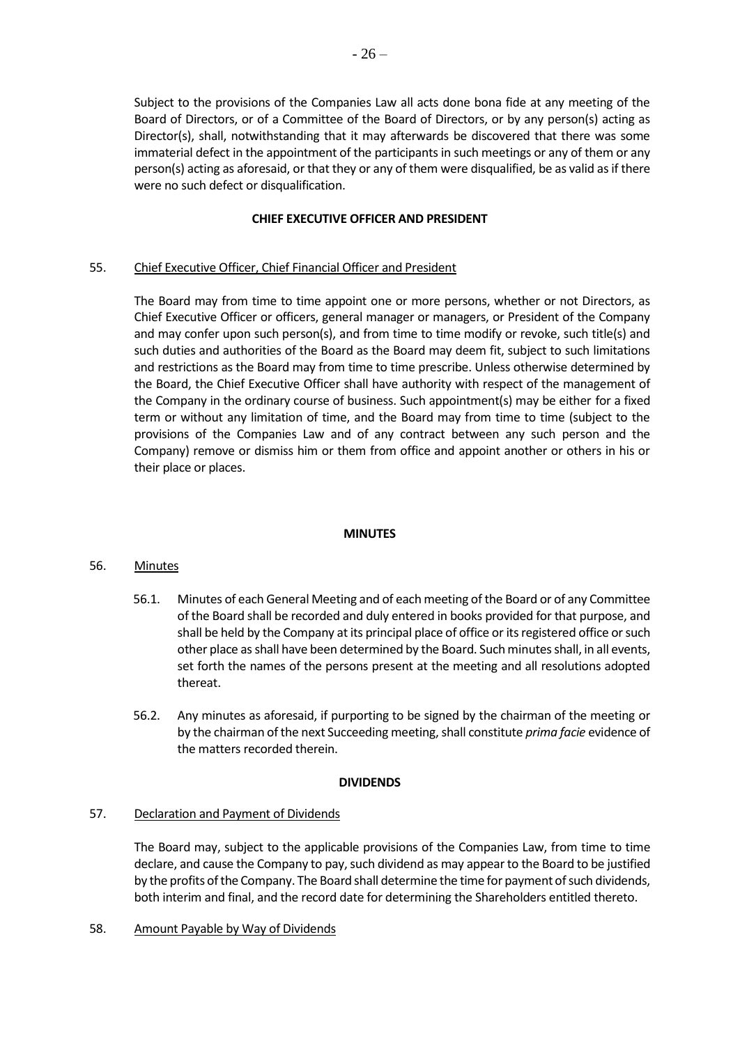Subject to the provisions of the Companies Law all acts done bona fide at any meeting of the Board of Directors, or of a Committee of the Board of Directors, or by any person(s) acting as Director(s), shall, notwithstanding that it may afterwards be discovered that there was some immaterial defect in the appointment of the participants in such meetings or any of them or any person(s) acting as aforesaid, or that they or any of them were disqualified, be as valid as if there were no such defect or disqualification.

**CHIEF EXECUTIVE OFFICER AND PRESIDENT**

55. Chief Executive Officer, Chief Financial Officer and President

The Board may from time to time appoint one or more persons, whether or not Directors, as Chief Executive Officer or officers, general manager or managers, or President of the Company and may confer upon such person(s), and from time to time modify or revoke, such title(s) and such duties and authorities of the Board as the Board may deem fit, subject to such limitations and restrictions as the Board may from time to time prescribe. Unless otherwise determined by the Board, the Chief Executive Officer shall have authority with respect of the management of the Company in the ordinary course of business. Such appointment(s) may be either for a fixed term or without any limitation of time, and the Board may from time to time (subject to the provisions of the Companies Law and of any contract between any such person and the Company) remove or dismiss him or them from office and appoint another or others in his or their place or places.

**MINUTES**

56. Minutes

56.1. Minutes of each General Meeting and of each meeting of the Board or of any Committee of the Board shall be recorded and duly entered in books provided for that purpose, and shall be held by the Company at its principal place of office or its registered office or such other place as shall have been determined by the Board. Such minutes shall, in all events, set forth the names of the persons present at the meeting and all resolutions adopted thereat.

56.2. Any minutes as aforesaid, if purporting to be signed by the chairman of the meeting or by the chairman of the next Succeeding meeting, shall constitute *prima facie* evidence of the matters recorded therein.

**DIVIDENDS**

57. Declaration and Payment of Dividends

The Board may, subject to the applicable provisions of the Companies Law, from time to time declare, and cause the Company to pay, such dividend as may appear to the Board to be justified by the profits of the Company. The Board shall determine the time for payment of such dividends, both interim and final, and the record date for determining the Shareholders entitled thereto.

58. Amount Payable by Way of Dividends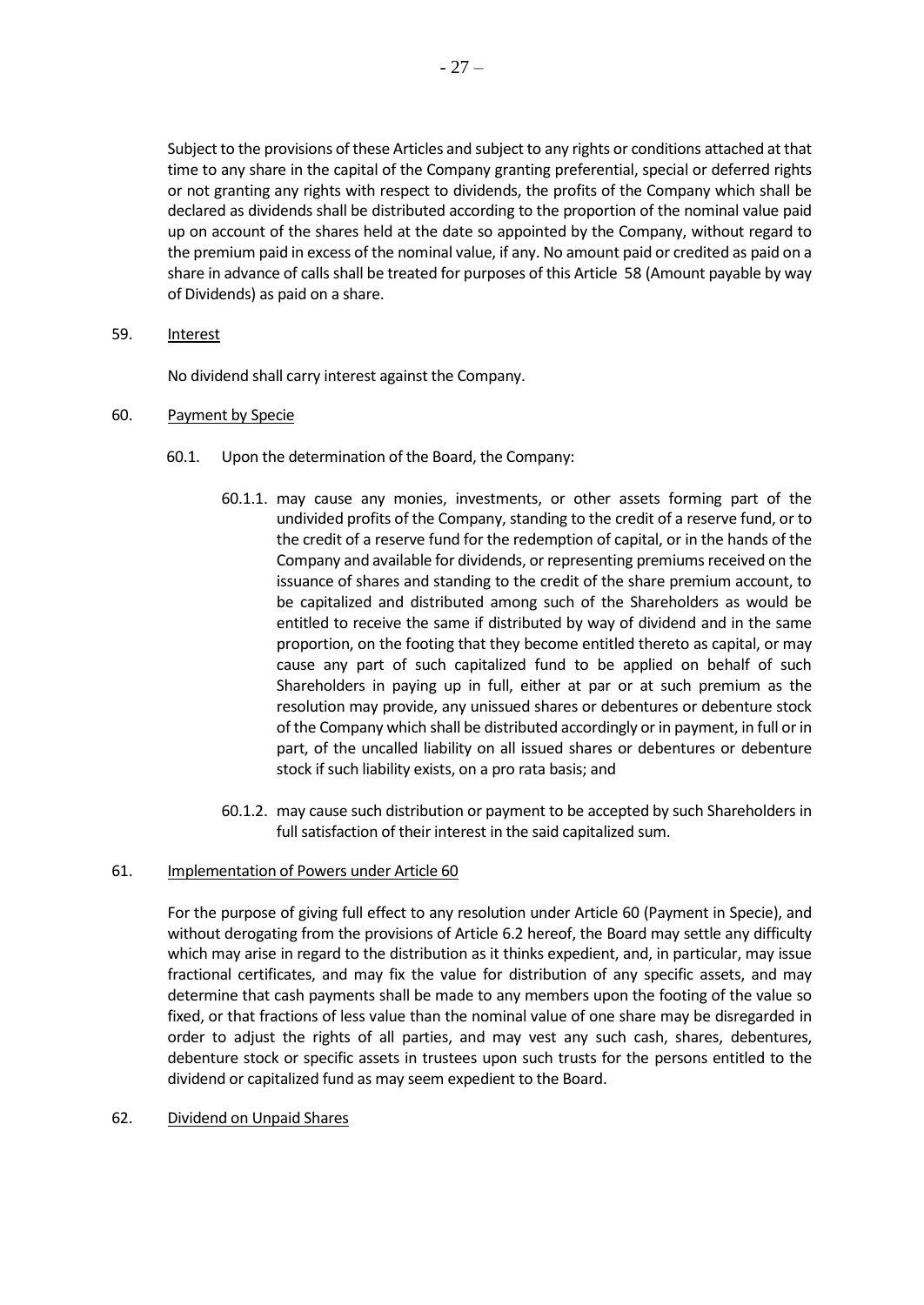Subject to the provisions of these Articles and subject to any rights or conditions attached at that time to any share in the capital of the Company granting preferential, special or deferred rights or not granting any rights with respect to dividends, the profits of the Company which shall be declared as dividends shall be distributed according to the proportion of the nominal value paid up on account of the shares held at the date so appointed by the Company, without regard to the premium paid in excess of the nominal value, if any. No amount paid or credited as paid on a share in advance of calls shall be treated for purposes of this Article 58 (Amount payable by way of Dividends) as paid on a share.

59. Interest

No dividend shall carry interest against the Company.

60. Payment by Specie

60.1. Upon the determination of the Board, the Company:

60.1.1. may cause any monies, investments, or other assets forming part of the undivided profits of the Company, standing to the credit of a reserve fund, or to the credit of a reserve fund for the redemption of capital, or in the hands of the Company and available for dividends, or representing premiums received on the issuance of shares and standing to the credit of the share premium account, to be capitalized and distributed among such of the Shareholders as would be entitled to receive the same if distributed by way of dividend and in the same proportion, on the footing that they become entitled thereto as capital, or may cause any part of such capitalized fund to be applied on behalf of such Shareholders in paying up in full, either at par or at such premium as the resolution may provide, any unissued shares or debentures or debenture stock of the Company which shall be distributed accordingly or in payment, in full or in part, of the uncalled liability on all issued shares or debentures or debenture stock if such liability exists, on a pro rata basis; and

60.1.2. may cause such distribution or payment to be accepted by such Shareholders in full satisfaction of their interest in the said capitalized sum.

61. Implementation of Powers under Article 60

For the purpose of giving full effect to any resolution under Article 60 (Payment in Specie), and without derogating from the provisions of Article 6.2 hereof, the Board may settle any difficulty which may arise in regard to the distribution as it thinks expedient, and, in particular, may issue fractional certificates, and may fix the value for distribution of any specific assets, and may determine that cash payments shall be made to any members upon the footing of the value so fixed, or that fractions of less value than the nominal value of one share may be disregarded in order to adjust the rights of all parties, and may vest any such cash, shares, debentures, debenture stock or specific assets in trustees upon such trusts for the persons entitled to the dividend or capitalized fund as may seem expedient to the Board.

62. Dividend on Unpaid Shares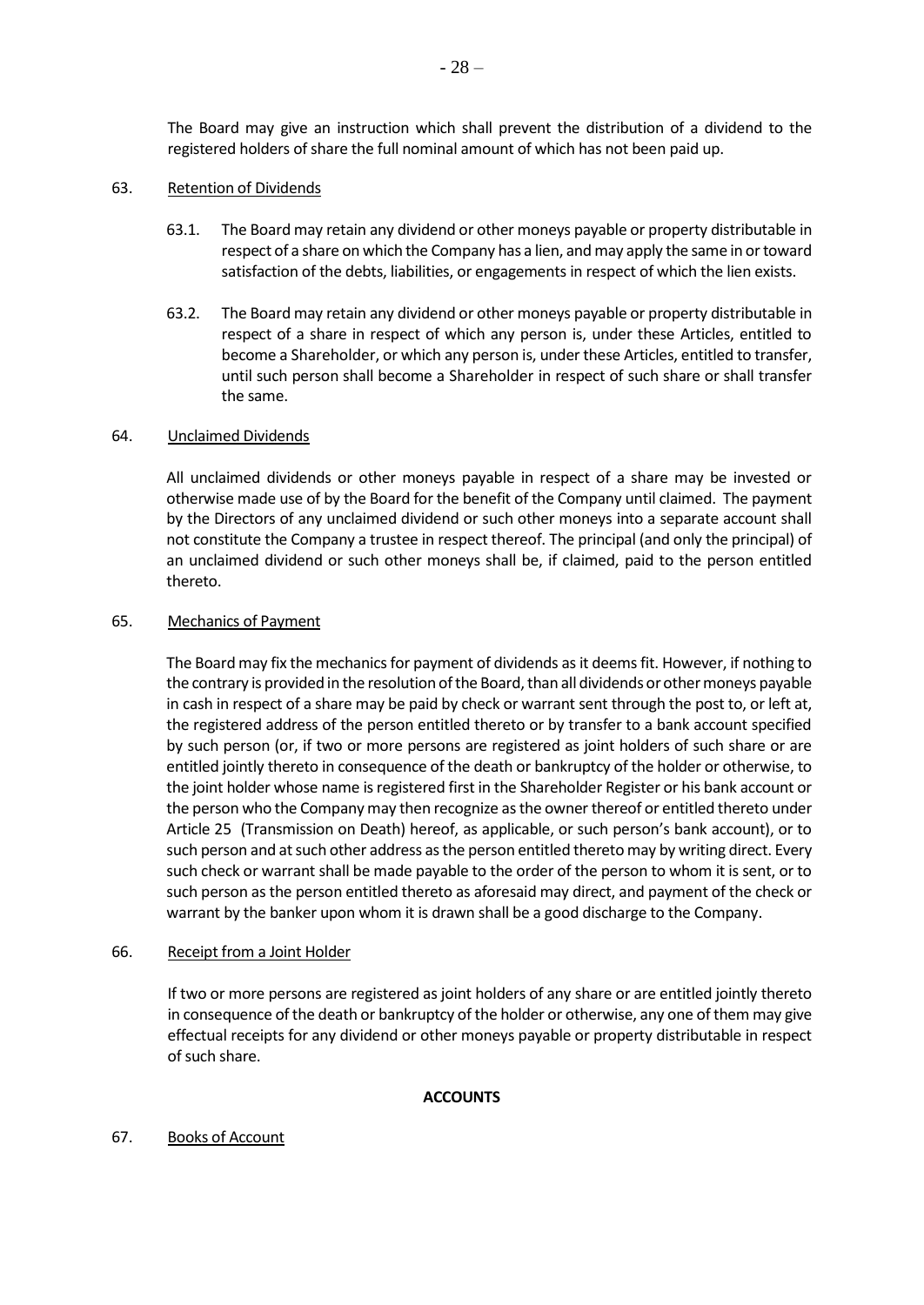The Board may give an instruction which shall prevent the distribution of a dividend to the registered holders of share the full nominal amount of which has not been paid up.

63. Retention of Dividends

63.1. The Board may retain any dividend or other moneys payable or property distributable in respect of a share on which the Company has a lien, and may apply the same in or toward satisfaction of the debts, liabilities, or engagements in respect of which the lien exists.

63.2. The Board may retain any dividend or other moneys payable or property distributable in respect of a share in respect of which any person is, under these Articles, entitled to become a Shareholder, or which any person is, under these Articles, entitled to transfer, until such person shall become a Shareholder in respect of such share or shall transfer the same.

64. Unclaimed Dividends

All unclaimed dividends or other moneys payable in respect of a share may be invested or otherwise made use of by the Board for the benefit of the Company until claimed. The payment by the Directors of any unclaimed dividend or such other moneys into a separate account shall not constitute the Company a trustee in respect thereof. The principal (and only the principal) of an unclaimed dividend or such other moneys shall be, if claimed, paid to the person entitled thereto.

65. Mechanics of Payment

The Board may fix the mechanics for payment of dividends as it deems fit. However, if nothing to the contrary is provided in the resolution of the Board, than all dividends or other moneys payable in cash in respect of a share may be paid by check or warrant sent through the post to, or left at, the registered address of the person entitled thereto or by transfer to a bank account specified by such person (or, if two or more persons are registered as joint holders of such share or are entitled jointly thereto in consequence of the death or bankruptcy of the holder or otherwise, to the joint holder whose name is registered first in the Shareholder Register or his bank account or the person who the Company may then recognize as the owner thereof or entitled thereto under Article 25 (Transmission on Death) hereof, as applicable, or such person's bank account), or to such person and at such other address as the person entitled thereto may by writing direct. Every such check or warrant shall be made payable to the order of the person to whom it is sent, or to such person as the person entitled thereto as aforesaid may direct, and payment of the check or warrant by the banker upon whom it is drawn shall be a good discharge to the Company.

66. Receipt from a Joint Holder

If two or more persons are registered as joint holders of any share or are entitled jointly thereto in consequence of the death or bankruptcy of the holder or otherwise, any one of them may give effectual receipts for any dividend or other moneys payable or property distributable in respect of such share.

**ACCOUNTS**

67. Books of Account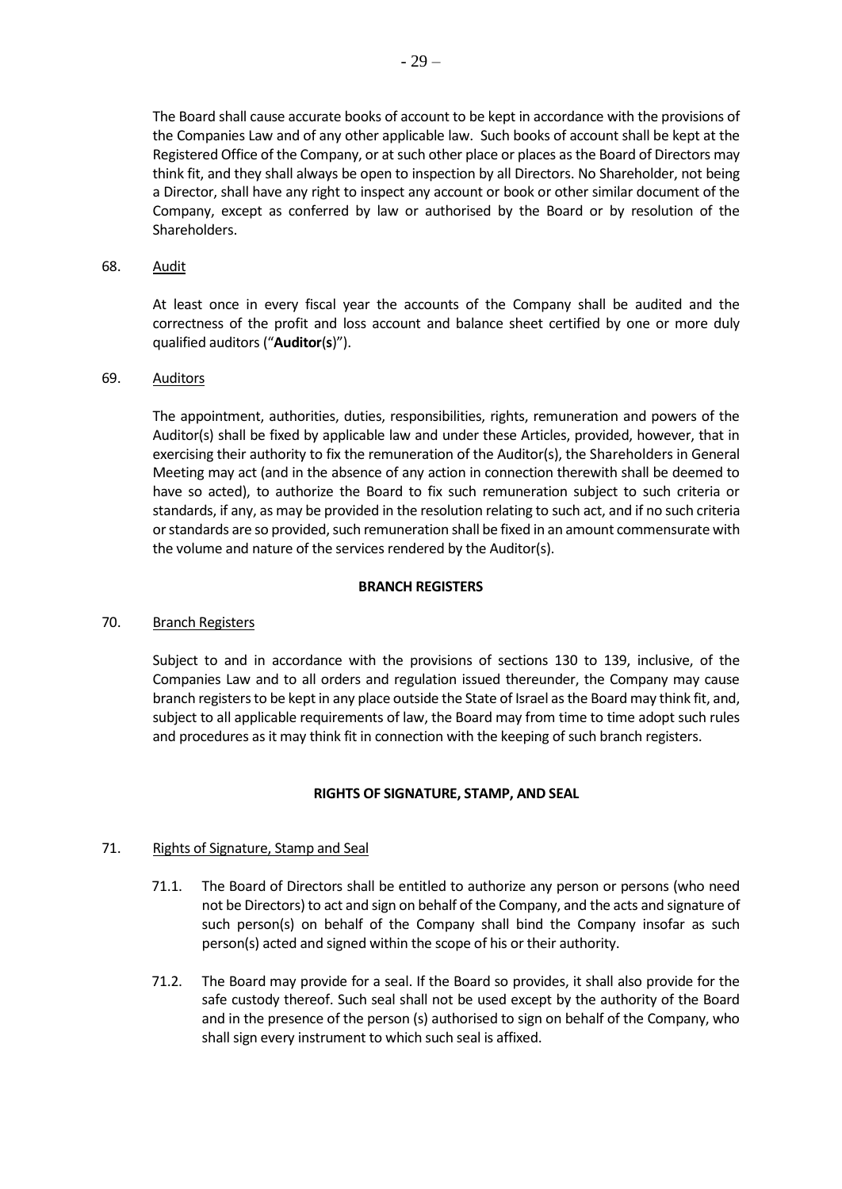The Board shall cause accurate books of account to be kept in accordance with the provisions of the Companies Law and of any other applicable law. Such books of account shall be kept at the Registered Office of the Company, or at such other place or places as the Board of Directors may think fit, and they shall always be open to inspection by all Directors. No Shareholder, not being a Director, shall have any right to inspect any account or book or other similar document of the Company, except as conferred by law or authorised by the Board or by resolution of the Shareholders.

68. Audit

At least once in every fiscal year the accounts of the Company shall be audited and the correctness of the profit and loss account and balance sheet certified by one or more duly qualified auditors ("**Auditor(s)**").

69. Auditors

The appointment, authorities, duties, responsibilities, rights, remuneration and powers of the Auditor(s) shall be fixed by applicable law and under these Articles, provided, however, that in exercising their authority to fix the remuneration of the Auditor(s), the Shareholders in General Meeting may act (and in the absence of any action in connection therewith shall be deemed to have so acted), to authorize the Board to fix such remuneration subject to such criteria or standards, if any, as may be provided in the resolution relating to such act, and if no such criteria or standards are so provided, such remuneration shall be fixed in an amount commensurate with the volume and nature of the services rendered by the Auditor(s).

**BRANCH REGISTERS**

70. Branch Registers

Subject to and in accordance with the provisions of sections 130 to 139, inclusive, of the Companies Law and to all orders and regulation issued thereunder, the Company may cause branch registers to be kept in any place outside the State of Israel as the Board may think fit, and, subject to all applicable requirements of law, the Board may from time to time adopt such rules and procedures as it may think fit in connection with the keeping of such branch registers.

**RIGHTS OF SIGNATURE, STAMP, AND SEAL**

71. Rights of Signature, Stamp and Seal

71.1. The Board of Directors shall be entitled to authorize any person or persons (who need not be Directors) to act and sign on behalf of the Company, and the acts and signature of such person(s) on behalf of the Company shall bind the Company insofar as such person(s) acted and signed within the scope of his or their authority.

71.2. The Board may provide for a seal. If the Board so provides, it shall also provide for the safe custody thereof. Such seal shall not be used except by the authority of the Board and in the presence of the person (s) authorised to sign on behalf of the Company, who shall sign every instrument to which such seal is affixed.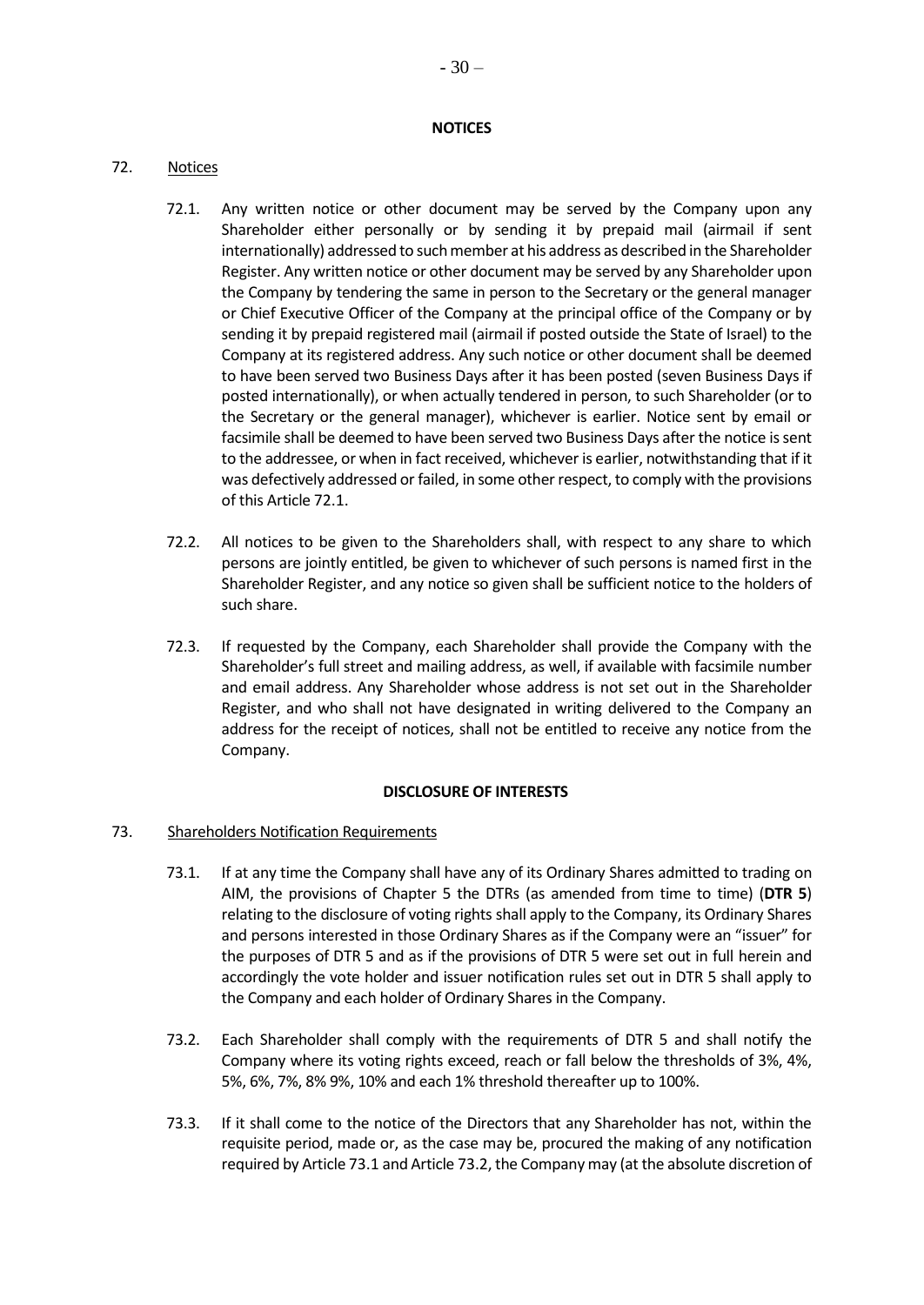## NOTICES

72. <u>Notices</u>

72.1. Any written notice or other document may be served by the Company upon any Shareholder either personally or by sending it by prepaid mail (airmail if sent internationally) addressed to such member at his address as described in the Shareholder Register. Any written notice or other document may be served by any Shareholder upon the Company by tendering the same in person to the Secretary or the general manager or Chief Executive Officer of the Company at the principal office of the Company or by sending it by prepaid registered mail (airmail if posted outside the State of Israel) to the Company at its registered address. Any such notice or other document shall be deemed to have been served two Business Days after it has been posted (seven Business Days if posted internationally), or when actually tendered in person, to such Shareholder (or to the Secretary or the general manager), whichever is earlier. Notice sent by email or facsimile shall be deemed to have been served two Business Days after the notice is sent to the addressee, or when in fact received, whichever is earlier, notwithstanding that if it was defectively addressed or failed, in some other respect, to comply with the provisions of this Article 72.1.

72.2. All notices to be given to the Shareholders shall, with respect to any share to which persons are jointly entitled, be given to whichever of such persons is named first in the Shareholder Register, and any notice so given shall be sufficient notice to the holders of such share.

72.3. If requested by the Company, each Shareholder shall provide the Company with the Shareholder's full street and mailing address, as well, if available with facsimile number and email address. Any Shareholder whose address is not set out in the Shareholder Register, and who shall not have designated in writing delivered to the Company an address for the receipt of notices, shall not be entitled to receive any notice from the Company.

## DISCLOSURE OF INTERESTS

73. <u>Shareholders Notification Requirements</u>

73.1. If at any time the Company shall have any of its Ordinary Shares admitted to trading on AIM, the provisions of Chapter 5 the DTRs (as amended from time to time) (**DTR 5**) relating to the disclosure of voting rights shall apply to the Company, its Ordinary Shares and persons interested in those Ordinary Shares as if the Company were an "issuer" for the purposes of DTR 5 and as if the provisions of DTR 5 were set out in full herein and accordingly the vote holder and issuer notification rules set out in DTR 5 shall apply to the Company and each holder of Ordinary Shares in the Company.

73.2. Each Shareholder shall comply with the requirements of DTR 5 and shall notify the Company where its voting rights exceed, reach or fall below the thresholds of 3%, 4%, 5%, 6%, 7%, 8% 9%, 10% and each 1% threshold thereafter up to 100%.

73.3. If it shall come to the notice of the Directors that any Shareholder has not, within the requisite period, made or, as the case may be, procured the making of any notification required by Article 73.1 and Article 73.2, the Company may (at the absolute discretion of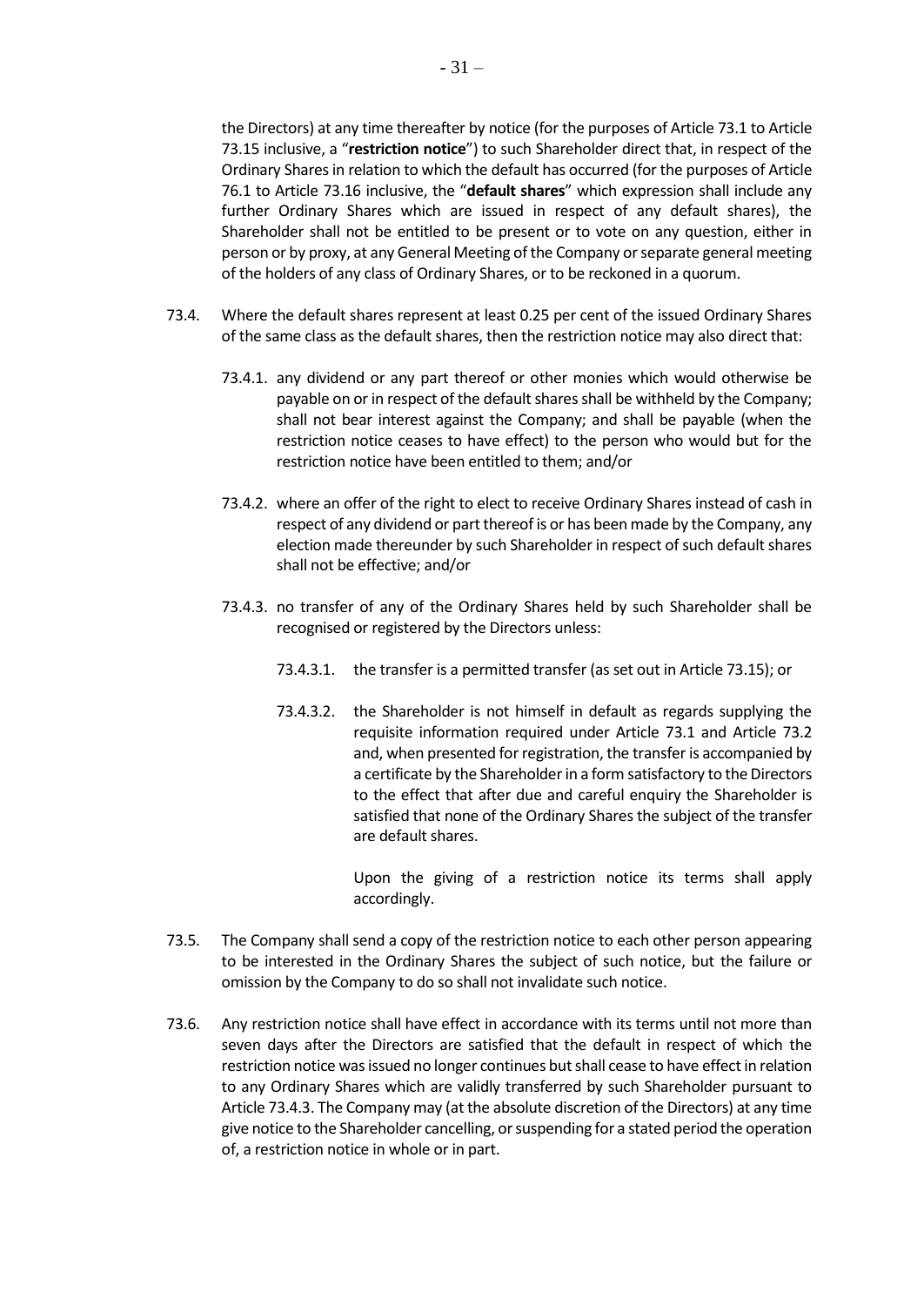the Directors) at any time thereafter by notice (for the purposes of Article 73.1 to Article 73.15 inclusive, a "**restriction notice**") to such Shareholder direct that, in respect of the Ordinary Shares in relation to which the default has occurred (for the purposes of Article 76.1 to Article 73.16 inclusive, the "**default shares**" which expression shall include any further Ordinary Shares which are issued in respect of any default shares), the Shareholder shall not be entitled to be present or to vote on any question, either in person or by proxy, at any General Meeting of the Company or separate general meeting of the holders of any class of Ordinary Shares, or to be reckoned in a quorum.

73.4. Where the default shares represent at least 0.25 per cent of the issued Ordinary Shares of the same class as the default shares, then the restriction notice may also direct that:

73.4.1. any dividend or any part thereof or other monies which would otherwise be payable on or in respect of the default shares shall be withheld by the Company; shall not bear interest against the Company; and shall be payable (when the restriction notice ceases to have effect) to the person who would but for the restriction notice have been entitled to them; and/or

73.4.2. where an offer of the right to elect to receive Ordinary Shares instead of cash in respect of any dividend or part thereof is or has been made by the Company, any election made thereunder by such Shareholder in respect of such default shares shall not be effective; and/or

73.4.3. no transfer of any of the Ordinary Shares held by such Shareholder shall be recognised or registered by the Directors unless:

73.4.3.1. the transfer is a permitted transfer (as set out in Article 73.15); or

73.4.3.2. the Shareholder is not himself in default as regards supplying the requisite information required under Article 73.1 and Article 73.2 and, when presented for registration, the transfer is accompanied by a certificate by the Shareholder in a form satisfactory to the Directors to the effect that after due and careful enquiry the Shareholder is satisfied that none of the Ordinary Shares the subject of the transfer are default shares.

Upon the giving of a restriction notice its terms shall apply accordingly.

73.5. The Company shall send a copy of the restriction notice to each other person appearing to be interested in the Ordinary Shares the subject of such notice, but the failure or omission by the Company to do so shall not invalidate such notice.

73.6. Any restriction notice shall have effect in accordance with its terms until not more than seven days after the Directors are satisfied that the default in respect of which the restriction notice was issued no longer continues but shall cease to have effect in relation to any Ordinary Shares which are validly transferred by such Shareholder pursuant to Article 73.4.3. The Company may (at the absolute discretion of the Directors) at any time give notice to the Shareholder cancelling, or suspending for a stated period the operation of, a restriction notice in whole or in part.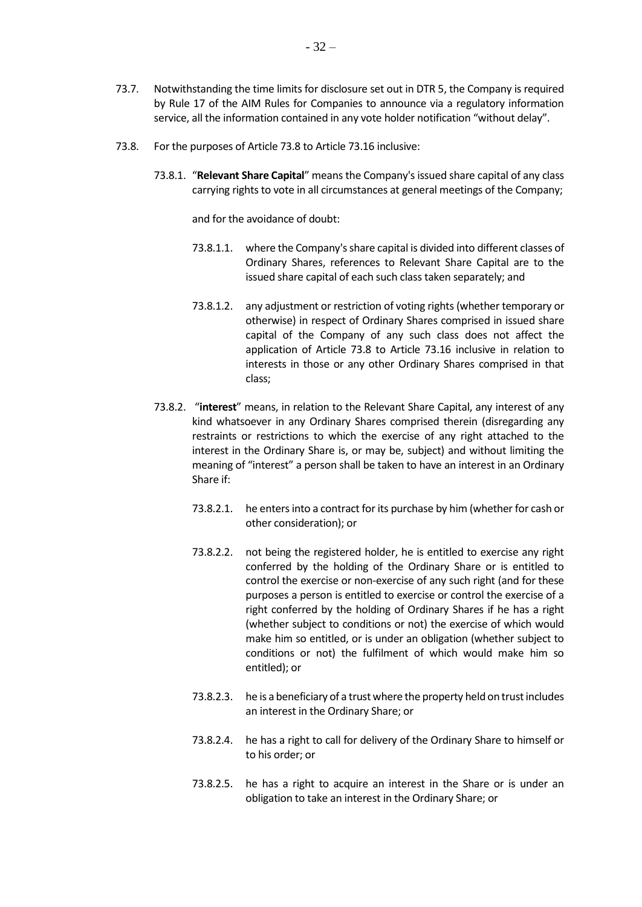73.7. Notwithstanding the time limits for disclosure set out in DTR 5, the Company is required by Rule 17 of the AIM Rules for Companies to announce via a regulatory information service, all the information contained in any vote holder notification "without delay".

73.8. For the purposes of Article 73.8 to Article 73.16 inclusive:

73.8.1. "**Relevant Share Capital**" means the Company's issued share capital of any class carrying rights to vote in all circumstances at general meetings of the Company;

and for the avoidance of doubt:

73.8.1.1. where the Company's share capital is divided into different classes of Ordinary Shares, references to Relevant Share Capital are to the issued share capital of each such class taken separately; and

73.8.1.2. any adjustment or restriction of voting rights (whether temporary or otherwise) in respect of Ordinary Shares comprised in issued share capital of the Company of any such class does not affect the application of Article 73.8 to Article 73.16 inclusive in relation to interests in those or any other Ordinary Shares comprised in that class;

73.8.2. "**interest**" means, in relation to the Relevant Share Capital, any interest of any kind whatsoever in any Ordinary Shares comprised therein (disregarding any restraints or restrictions to which the exercise of any right attached to the interest in the Ordinary Share is, or may be, subject) and without limiting the meaning of "interest" a person shall be taken to have an interest in an Ordinary Share if:

73.8.2.1. he enters into a contract for its purchase by him (whether for cash or other consideration); or

73.8.2.2. not being the registered holder, he is entitled to exercise any right conferred by the holding of the Ordinary Share or is entitled to control the exercise or non-exercise of any such right (and for these purposes a person is entitled to exercise or control the exercise of a right conferred by the holding of Ordinary Shares if he has a right (whether subject to conditions or not) the exercise of which would make him so entitled, or is under an obligation (whether subject to conditions or not) the fulfilment of which would make him so entitled); or

73.8.2.3. he is a beneficiary of a trust where the property held on trust includes an interest in the Ordinary Share; or

73.8.2.4. he has a right to call for delivery of the Ordinary Share to himself or to his order; or

73.8.2.5. he has a right to acquire an interest in the Share or is under an obligation to take an interest in the Ordinary Share; or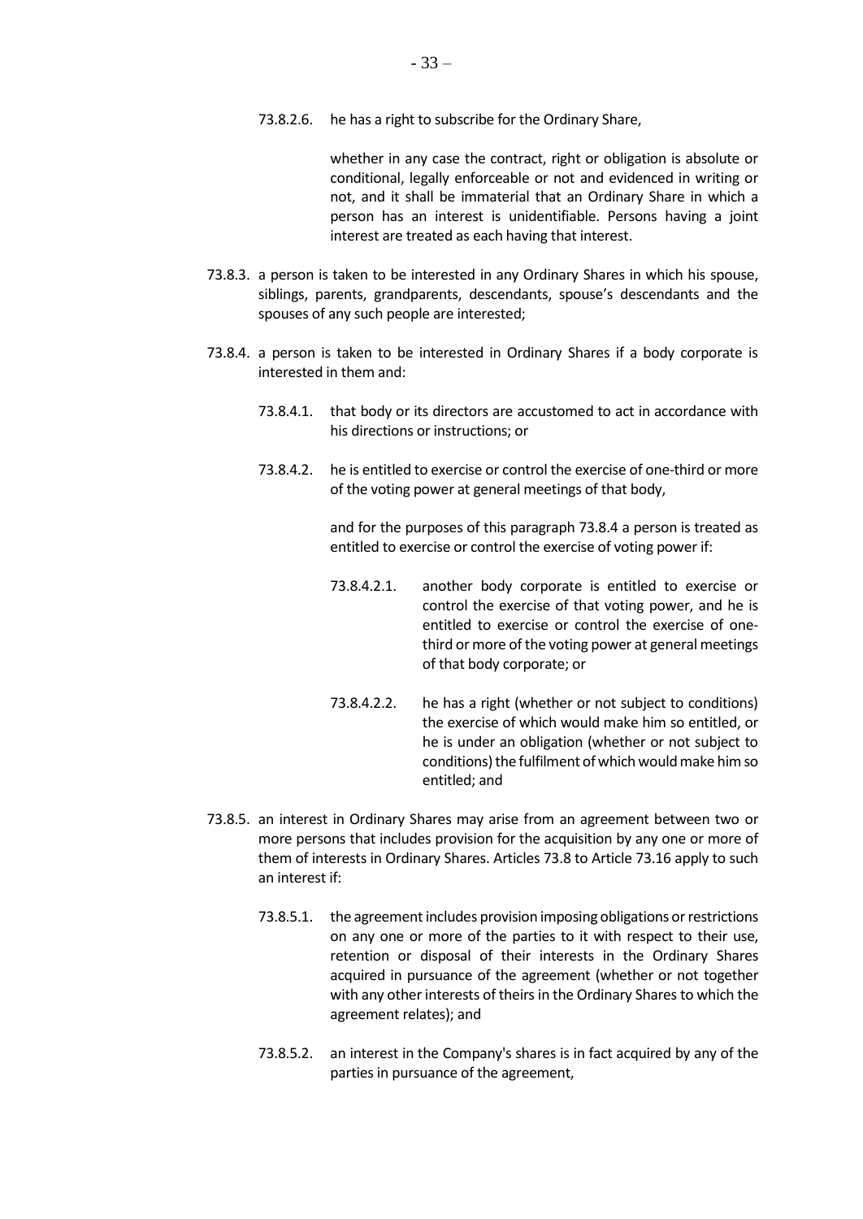73.8.2.6. he has a right to subscribe for the Ordinary Share,

whether in any case the contract, right or obligation is absolute or conditional, legally enforceable or not and evidenced in writing or not, and it shall be immaterial that an Ordinary Share in which a person has an interest is unidentifiable. Persons having a joint interest are treated as each having that interest.

73.8.3. a person is taken to be interested in any Ordinary Shares in which his spouse, siblings, parents, grandparents, descendants, spouse's descendants and the spouses of any such people are interested;

73.8.4. a person is taken to be interested in Ordinary Shares if a body corporate is interested in them and:

73.8.4.1. that body or its directors are accustomed to act in accordance with his directions or instructions; or

73.8.4.2. he is entitled to exercise or control the exercise of one-third or more of the voting power at general meetings of that body,

and for the purposes of this paragraph 73.8.4 a person is treated as entitled to exercise or control the exercise of voting power if:

73.8.4.2.1. another body corporate is entitled to exercise or control the exercise of that voting power, and he is entitled to exercise or control the exercise of one-third or more of the voting power at general meetings of that body corporate; or

73.8.4.2.2. he has a right (whether or not subject to conditions) the exercise of which would make him so entitled, or he is under an obligation (whether or not subject to conditions) the fulfilment of which would make him so entitled; and

73.8.5. an interest in Ordinary Shares may arise from an agreement between two or more persons that includes provision for the acquisition by any one or more of them of interests in Ordinary Shares. Articles 73.8 to Article 73.16 apply to such an interest if:

73.8.5.1. the agreement includes provision imposing obligations or restrictions on any one or more of the parties to it with respect to their use, retention or disposal of their interests in the Ordinary Shares acquired in pursuance of the agreement (whether or not together with any other interests of theirs in the Ordinary Shares to which the agreement relates); and

73.8.5.2. an interest in the Company's shares is in fact acquired by any of the parties in pursuance of the agreement,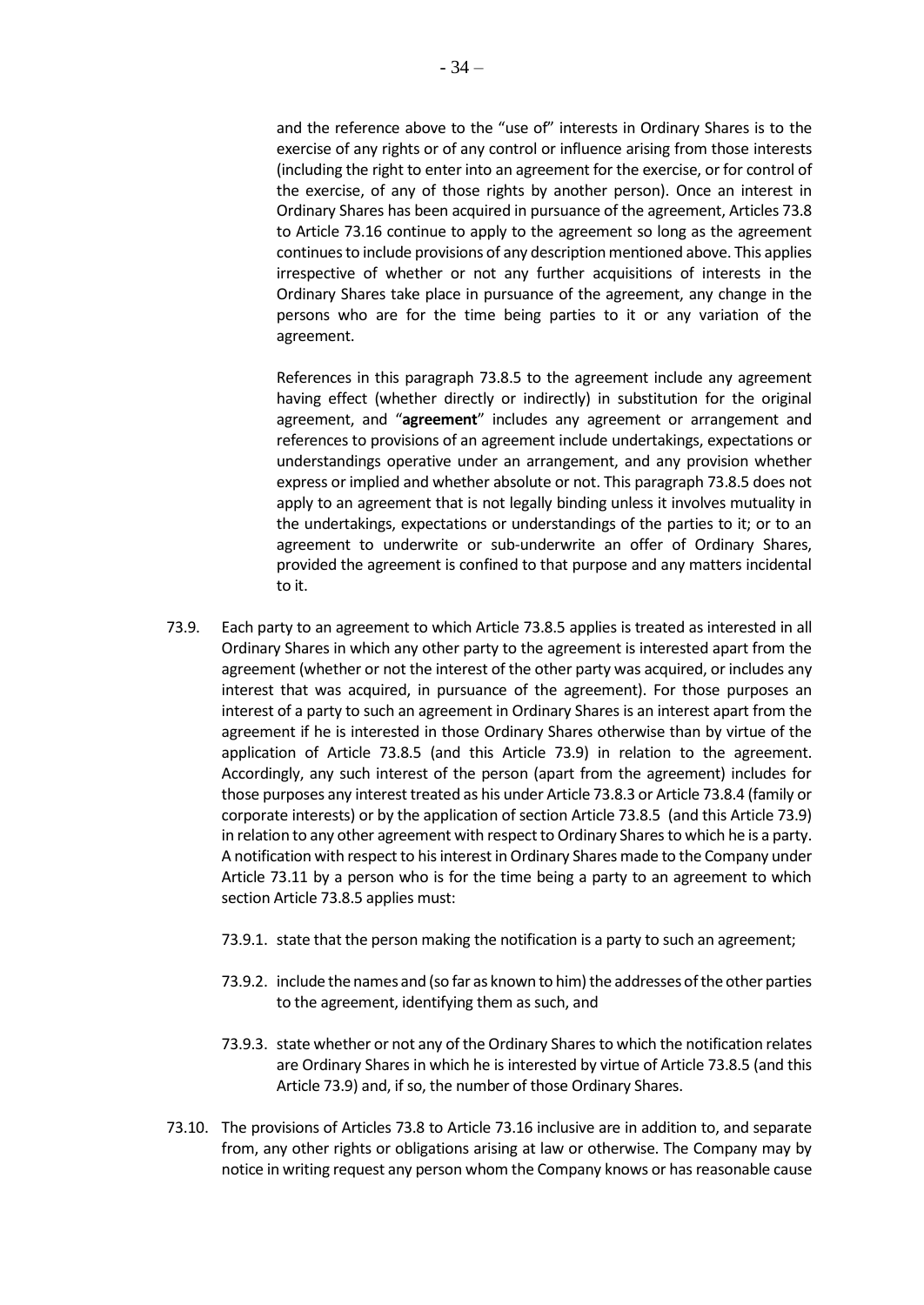and the reference above to the "use of" interests in Ordinary Shares is to the exercise of any rights or of any control or influence arising from those interests (including the right to enter into an agreement for the exercise, or for control of the exercise, of any of those rights by another person). Once an interest in Ordinary Shares has been acquired in pursuance of the agreement, Articles 73.8 to Article 73.16 continue to apply to the agreement so long as the agreement continues to include provisions of any description mentioned above. This applies irrespective of whether or not any further acquisitions of interests in the Ordinary Shares take place in pursuance of the agreement, any change in the persons who are for the time being parties to it or any variation of the agreement.

References in this paragraph 73.8.5 to the agreement include any agreement having effect (whether directly or indirectly) in substitution for the original agreement, and "**agreement**" includes any agreement or arrangement and references to provisions of an agreement include undertakings, expectations or understandings operative under an arrangement, and any provision whether express or implied and whether absolute or not. This paragraph 73.8.5 does not apply to an agreement that is not legally binding unless it involves mutuality in the undertakings, expectations or understandings of the parties to it; or to an agreement to underwrite or sub-underwrite an offer of Ordinary Shares, provided the agreement is confined to that purpose and any matters incidental to it.

73.9. Each party to an agreement to which Article 73.8.5 applies is treated as interested in all Ordinary Shares in which any other party to the agreement is interested apart from the agreement (whether or not the interest of the other party was acquired, or includes any interest that was acquired, in pursuance of the agreement). For those purposes an interest of a party to such an agreement in Ordinary Shares is an interest apart from the agreement if he is interested in those Ordinary Shares otherwise than by virtue of the application of Article 73.8.5 (and this Article 73.9) in relation to the agreement. Accordingly, any such interest of the person (apart from the agreement) includes for those purposes any interest treated as his under Article 73.8.3 or Article 73.8.4 (family or corporate interests) or by the application of section Article 73.8.5 (and this Article 73.9) in relation to any other agreement with respect to Ordinary Shares to which he is a party. A notification with respect to his interest in Ordinary Shares made to the Company under Article 73.11 by a person who is for the time being a party to an agreement to which section Article 73.8.5 applies must:

73.9.1. state that the person making the notification is a party to such an agreement;

73.9.2. include the names and (so far as known to him) the addresses of the other parties to the agreement, identifying them as such, and

73.9.3. state whether or not any of the Ordinary Shares to which the notification relates are Ordinary Shares in which he is interested by virtue of Article 73.8.5 (and this Article 73.9) and, if so, the number of those Ordinary Shares.

73.10. The provisions of Articles 73.8 to Article 73.16 inclusive are in addition to, and separate from, any other rights or obligations arising at law or otherwise. The Company may by notice in writing request any person whom the Company knows or has reasonable cause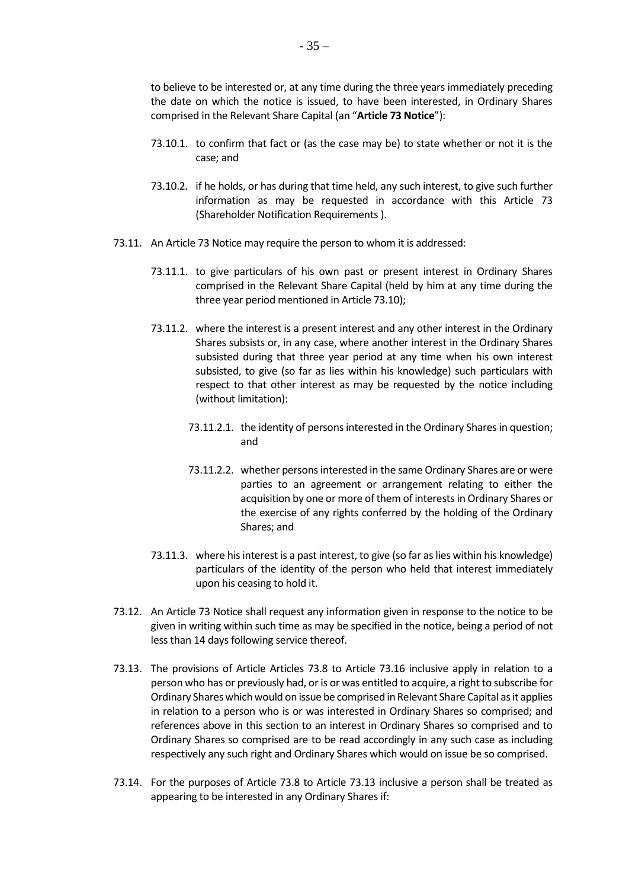to believe to be interested or, at any time during the three years immediately preceding the date on which the notice is issued, to have been interested, in Ordinary Shares comprised in the Relevant Share Capital (an "**Article 73 Notice**"):

73.10.1. to confirm that fact or (as the case may be) to state whether or not it is the case; and

73.10.2. if he holds, or has during that time held, any such interest, to give such further information as may be requested in accordance with this Article 73 (Shareholder Notification Requirements ).

73.11. An Article 73 Notice may require the person to whom it is addressed:

73.11.1. to give particulars of his own past or present interest in Ordinary Shares comprised in the Relevant Share Capital (held by him at any time during the three year period mentioned in Article 73.10);

73.11.2. where the interest is a present interest and any other interest in the Ordinary Shares subsists or, in any case, where another interest in the Ordinary Shares subsisted during that three year period at any time when his own interest subsisted, to give (so far as lies within his knowledge) such particulars with respect to that other interest as may be requested by the notice including (without limitation):

73.11.2.1. the identity of persons interested in the Ordinary Shares in question; and

73.11.2.2. whether persons interested in the same Ordinary Shares are or were parties to an agreement or arrangement relating to either the acquisition by one or more of them of interests in Ordinary Shares or the exercise of any rights conferred by the holding of the Ordinary Shares; and

73.11.3. where his interest is a past interest, to give (so far as lies within his knowledge) particulars of the identity of the person who held that interest immediately upon his ceasing to hold it.

73.12. An Article 73 Notice shall request any information given in response to the notice to be given in writing within such time as may be specified in the notice, being a period of not less than 14 days following service thereof.

73.13. The provisions of Article Articles 73.8 to Article 73.16 inclusive apply in relation to a person who has or previously had, or is or was entitled to acquire, a right to subscribe for Ordinary Shares which would on issue be comprised in Relevant Share Capital as it applies in relation to a person who is or was interested in Ordinary Shares so comprised; and references above in this section to an interest in Ordinary Shares so comprised and to Ordinary Shares so comprised are to be read accordingly in any such case as including respectively any such right and Ordinary Shares which would on issue be so comprised.

73.14. For the purposes of Article 73.8 to Article 73.13 inclusive a person shall be treated as appearing to be interested in any Ordinary Shares if: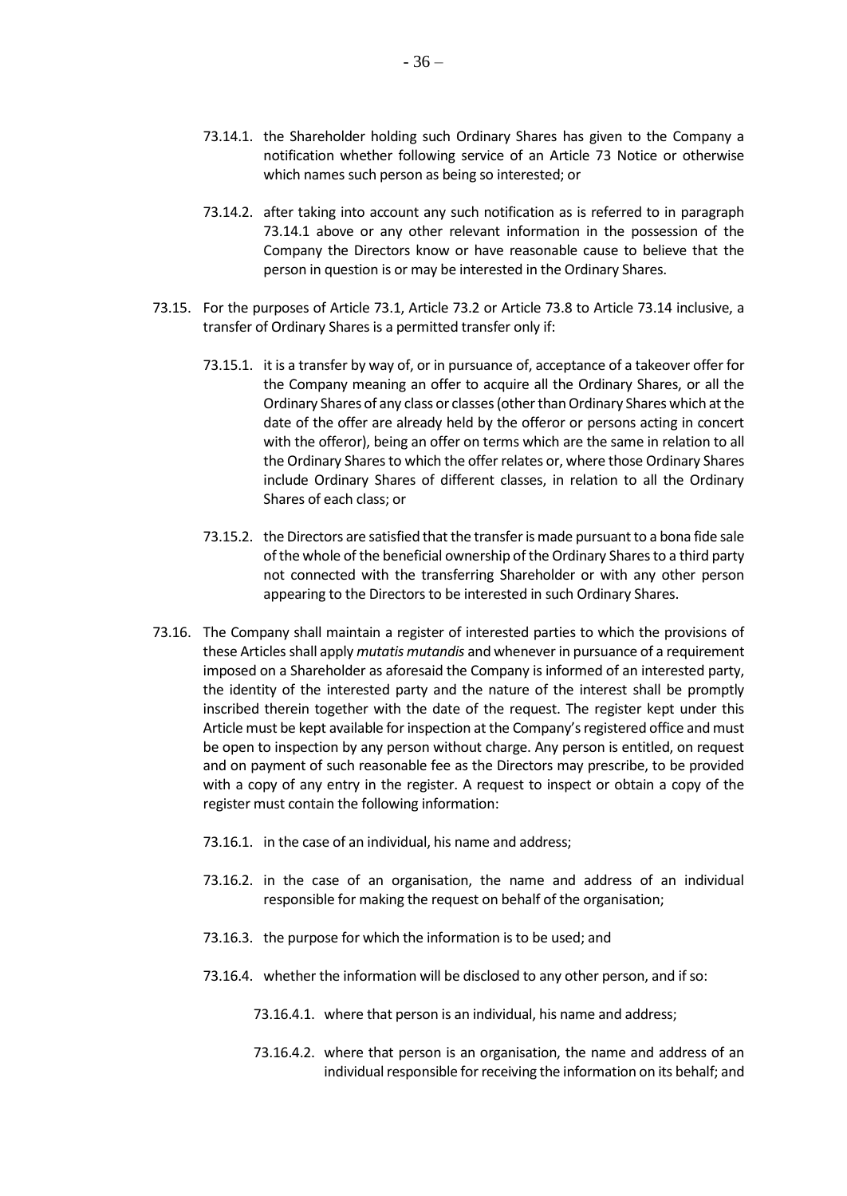73.14.1. the Shareholder holding such Ordinary Shares has given to the Company a notification whether following service of an Article 73 Notice or otherwise which names such person as being so interested; or

73.14.2. after taking into account any such notification as is referred to in paragraph 73.14.1 above or any other relevant information in the possession of the Company the Directors know or have reasonable cause to believe that the person in question is or may be interested in the Ordinary Shares.

73.15. For the purposes of Article 73.1, Article 73.2 or Article 73.8 to Article 73.14 inclusive, a transfer of Ordinary Shares is a permitted transfer only if:

73.15.1. it is a transfer by way of, or in pursuance of, acceptance of a takeover offer for the Company meaning an offer to acquire all the Ordinary Shares, or all the Ordinary Shares of any class or classes (other than Ordinary Shares which at the date of the offer are already held by the offeror or persons acting in concert with the offeror), being an offer on terms which are the same in relation to all the Ordinary Shares to which the offer relates or, where those Ordinary Shares include Ordinary Shares of different classes, in relation to all the Ordinary Shares of each class; or

73.15.2. the Directors are satisfied that the transfer is made pursuant to a bona fide sale of the whole of the beneficial ownership of the Ordinary Shares to a third party not connected with the transferring Shareholder or with any other person appearing to the Directors to be interested in such Ordinary Shares.

73.16. The Company shall maintain a register of interested parties to which the provisions of these Articles shall apply *mutatis mutandis* and whenever in pursuance of a requirement imposed on a Shareholder as aforesaid the Company is informed of an interested party, the identity of the interested party and the nature of the interest shall be promptly inscribed therein together with the date of the request. The register kept under this Article must be kept available for inspection at the Company's registered office and must be open to inspection by any person without charge. Any person is entitled, on request and on payment of such reasonable fee as the Directors may prescribe, to be provided with a copy of any entry in the register. A request to inspect or obtain a copy of the register must contain the following information:

73.16.1. in the case of an individual, his name and address;

73.16.2. in the case of an organisation, the name and address of an individual responsible for making the request on behalf of the organisation;

73.16.3. the purpose for which the information is to be used; and

73.16.4. whether the information will be disclosed to any other person, and if so:

73.16.4.1. where that person is an individual, his name and address;

73.16.4.2. where that person is an organisation, the name and address of an individual responsible for receiving the information on its behalf; and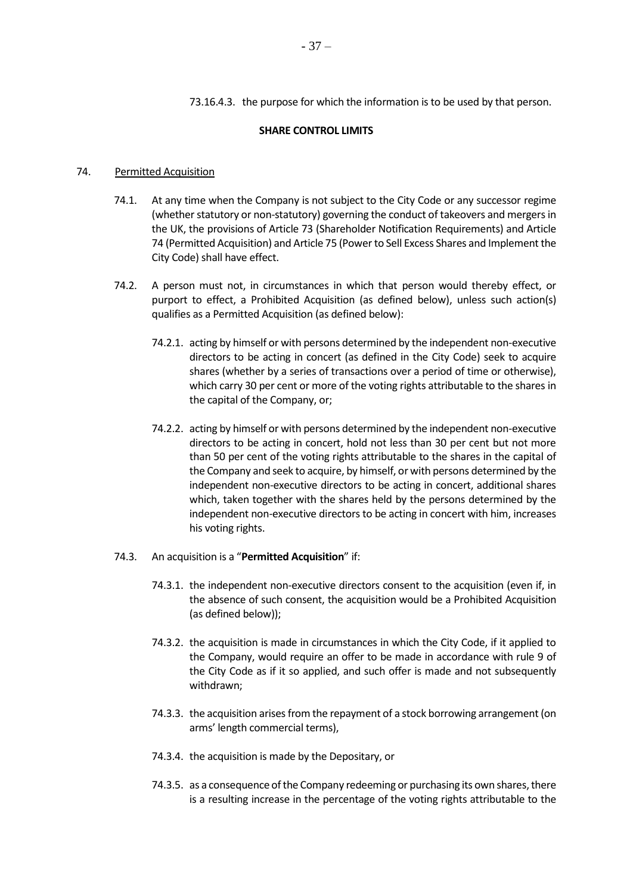73.16.4.3. the purpose for which the information is to be used by that person.

**SHARE CONTROL LIMITS**

74. Permitted Acquisition

74.1. At any time when the Company is not subject to the City Code or any successor regime (whether statutory or non-statutory) governing the conduct of takeovers and mergers in the UK, the provisions of Article 73 (Shareholder Notification Requirements) and Article 74 (Permitted Acquisition) and Article 75 (Power to Sell Excess Shares and Implement the City Code) shall have effect.

74.2. A person must not, in circumstances in which that person would thereby effect, or purport to effect, a Prohibited Acquisition (as defined below), unless such action(s) qualifies as a Permitted Acquisition (as defined below):

74.2.1. acting by himself or with persons determined by the independent non-executive directors to be acting in concert (as defined in the City Code) seek to acquire shares (whether by a series of transactions over a period of time or otherwise), which carry 30 per cent or more of the voting rights attributable to the shares in the capital of the Company, or;

74.2.2. acting by himself or with persons determined by the independent non-executive directors to be acting in concert, hold not less than 30 per cent but not more than 50 per cent of the voting rights attributable to the shares in the capital of the Company and seek to acquire, by himself, or with persons determined by the independent non-executive directors to be acting in concert, additional shares which, taken together with the shares held by the persons determined by the independent non-executive directors to be acting in concert with him, increases his voting rights.

74.3. An acquisition is a "**Permitted Acquisition**" if:

74.3.1. the independent non-executive directors consent to the acquisition (even if, in the absence of such consent, the acquisition would be a Prohibited Acquisition (as defined below));

74.3.2. the acquisition is made in circumstances in which the City Code, if it applied to the Company, would require an offer to be made in accordance with rule 9 of the City Code as if it so applied, and such offer is made and not subsequently withdrawn;

74.3.3. the acquisition arises from the repayment of a stock borrowing arrangement (on arms' length commercial terms),

74.3.4. the acquisition is made by the Depositary, or

74.3.5. as a consequence of the Company redeeming or purchasing its own shares, there is a resulting increase in the percentage of the voting rights attributable to the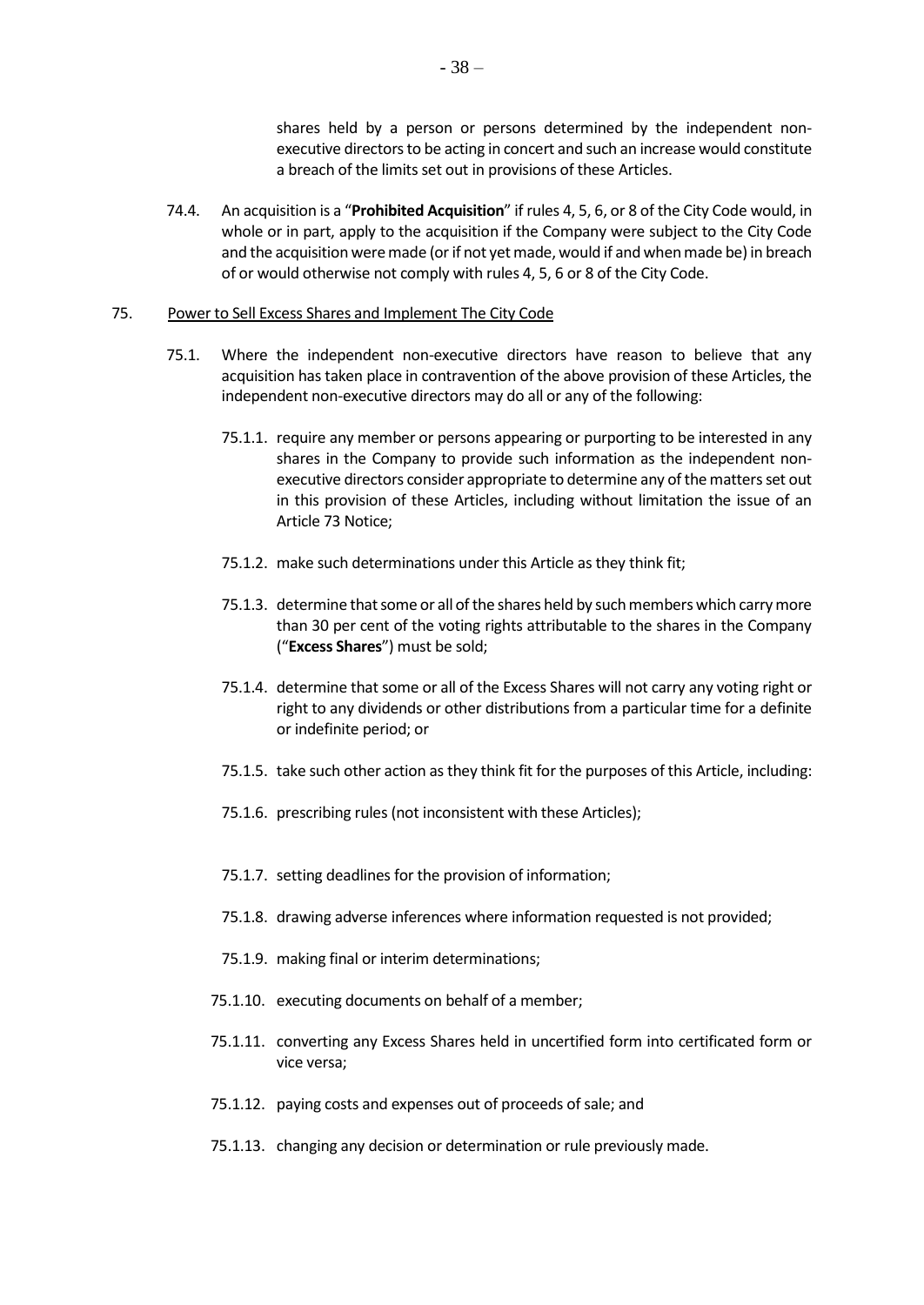shares held by a person or persons determined by the independent non-executive directors to be acting in concert and such an increase would constitute a breach of the limits set out in provisions of these Articles.

74.4. An acquisition is a "**Prohibited Acquisition**" if rules 4, 5, 6, or 8 of the City Code would, in whole or in part, apply to the acquisition if the Company were subject to the City Code and the acquisition were made (or if not yet made, would if and when made be) in breach of or would otherwise not comply with rules 4, 5, 6 or 8 of the City Code.

75. Power to Sell Excess Shares and Implement The City Code

75.1. Where the independent non-executive directors have reason to believe that any acquisition has taken place in contravention of the above provision of these Articles, the independent non-executive directors may do all or any of the following:

75.1.1. require any member or persons appearing or purporting to be interested in any shares in the Company to provide such information as the independent non-executive directors consider appropriate to determine any of the matters set out in this provision of these Articles, including without limitation the issue of an Article 73 Notice;

75.1.2. make such determinations under this Article as they think fit;

75.1.3. determine that some or all of the shares held by such members which carry more than 30 per cent of the voting rights attributable to the shares in the Company ("**Excess Shares**") must be sold;

75.1.4. determine that some or all of the Excess Shares will not carry any voting right or right to any dividends or other distributions from a particular time for a definite or indefinite period; or

75.1.5. take such other action as they think fit for the purposes of this Article, including:

75.1.6. prescribing rules (not inconsistent with these Articles);

75.1.7. setting deadlines for the provision of information;

75.1.8. drawing adverse inferences where information requested is not provided;

75.1.9. making final or interim determinations;

75.1.10. executing documents on behalf of a member;

75.1.11. converting any Excess Shares held in uncertified form into certificated form or vice versa;

75.1.12. paying costs and expenses out of proceeds of sale; and

75.1.13. changing any decision or determination or rule previously made.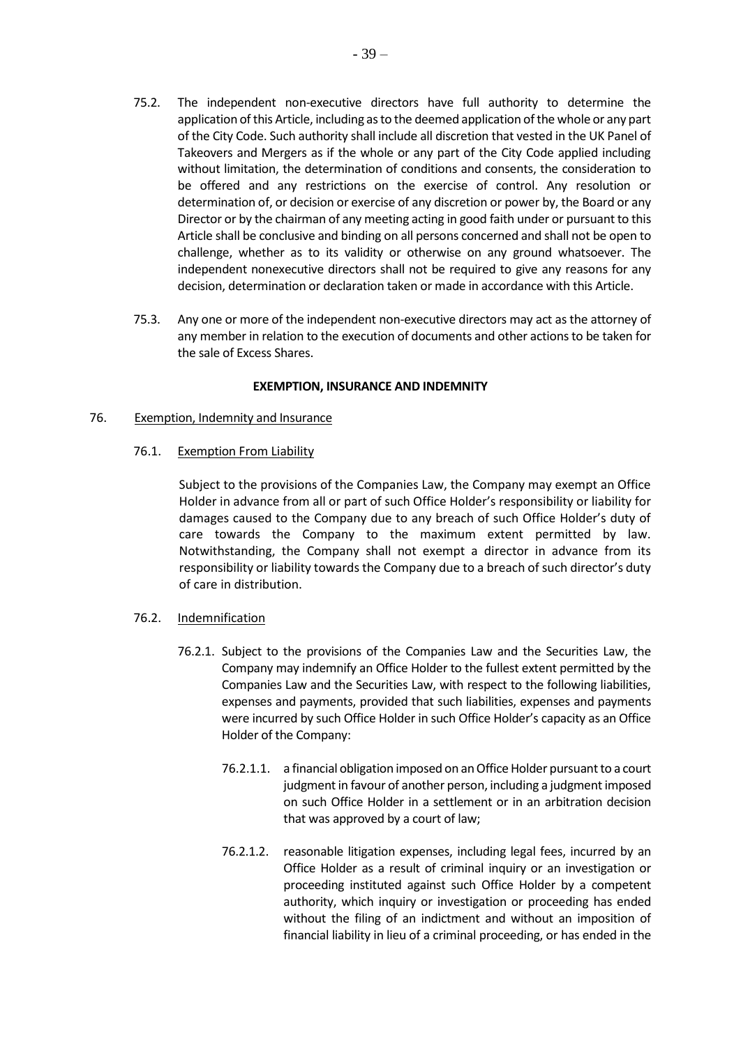75.2. The independent non-executive directors have full authority to determine the application of this Article, including as to the deemed application of the whole or any part of the City Code. Such authority shall include all discretion that vested in the UK Panel of Takeovers and Mergers as if the whole or any part of the City Code applied including without limitation, the determination of conditions and consents, the consideration to be offered and any restrictions on the exercise of control. Any resolution or determination of, or decision or exercise of any discretion or power by, the Board or any Director or by the chairman of any meeting acting in good faith under or pursuant to this Article shall be conclusive and binding on all persons concerned and shall not be open to challenge, whether as to its validity or otherwise on any ground whatsoever. The independent nonexecutive directors shall not be required to give any reasons for any decision, determination or declaration taken or made in accordance with this Article.

75.3. Any one or more of the independent non-executive directors may act as the attorney of any member in relation to the execution of documents and other actions to be taken for the sale of Excess Shares.

**EXEMPTION, INSURANCE AND INDEMNITY**

76. Exemption, Indemnity and Insurance

76.1. Exemption From Liability

Subject to the provisions of the Companies Law, the Company may exempt an Office Holder in advance from all or part of such Office Holder's responsibility or liability for damages caused to the Company due to any breach of such Office Holder's duty of care towards the Company to the maximum extent permitted by law. Notwithstanding, the Company shall not exempt a director in advance from its responsibility or liability towards the Company due to a breach of such director's duty of care in distribution.

76.2. Indemnification

76.2.1. Subject to the provisions of the Companies Law and the Securities Law, the Company may indemnify an Office Holder to the fullest extent permitted by the Companies Law and the Securities Law, with respect to the following liabilities, expenses and payments, provided that such liabilities, expenses and payments were incurred by such Office Holder in such Office Holder's capacity as an Office Holder of the Company:

76.2.1.1. a financial obligation imposed on an Office Holder pursuant to a court judgment in favour of another person, including a judgment imposed on such Office Holder in a settlement or in an arbitration decision that was approved by a court of law;

76.2.1.2. reasonable litigation expenses, including legal fees, incurred by an Office Holder as a result of criminal inquiry or an investigation or proceeding instituted against such Office Holder by a competent authority, which inquiry or investigation or proceeding has ended without the filing of an indictment and without an imposition of financial liability in lieu of a criminal proceeding, or has ended in the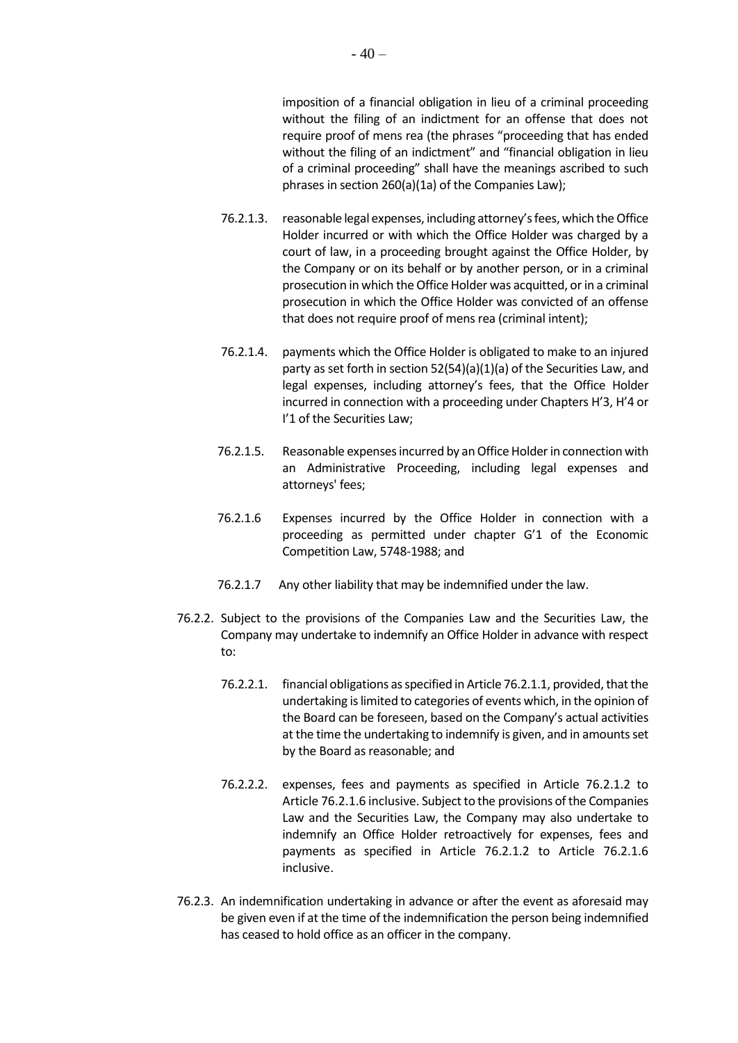imposition of a financial obligation in lieu of a criminal proceeding without the filing of an indictment for an offense that does not require proof of mens rea (the phrases "proceeding that has ended without the filing of an indictment" and "financial obligation in lieu of a criminal proceeding" shall have the meanings ascribed to such phrases in section 260(a)(1a) of the Companies Law);

76.2.1.3. reasonable legal expenses, including attorney's fees, which the Office Holder incurred or with which the Office Holder was charged by a court of law, in a proceeding brought against the Office Holder, by the Company or on its behalf or by another person, or in a criminal prosecution in which the Office Holder was acquitted, or in a criminal prosecution in which the Office Holder was convicted of an offense that does not require proof of mens rea (criminal intent);

76.2.1.4. payments which the Office Holder is obligated to make to an injured party as set forth in section 52(54)(a)(1)(a) of the Securities Law, and legal expenses, including attorney's fees, that the Office Holder incurred in connection with a proceeding under Chapters H'3, H'4 or I'1 of the Securities Law;

76.2.1.5. Reasonable expenses incurred by an Office Holder in connection with an Administrative Proceeding, including legal expenses and attorneys' fees;

76.2.1.6 Expenses incurred by the Office Holder in connection with a proceeding as permitted under chapter G'1 of the Economic Competition Law, 5748-1988; and

76.2.1.7 Any other liability that may be indemnified under the law.

76.2.2. Subject to the provisions of the Companies Law and the Securities Law, the Company may undertake to indemnify an Office Holder in advance with respect to:

76.2.2.1. financial obligations as specified in Article 76.2.1.1, provided, that the undertaking is limited to categories of events which, in the opinion of the Board can be foreseen, based on the Company's actual activities at the time the undertaking to indemnify is given, and in amounts set by the Board as reasonable; and

76.2.2.2. expenses, fees and payments as specified in Article 76.2.1.2 to Article 76.2.1.6 inclusive. Subject to the provisions of the Companies Law and the Securities Law, the Company may also undertake to indemnify an Office Holder retroactively for expenses, fees and payments as specified in Article 76.2.1.2 to Article 76.2.1.6 inclusive.

76.2.3. An indemnification undertaking in advance or after the event as aforesaid may be given even if at the time of the indemnification the person being indemnified has ceased to hold office as an officer in the company.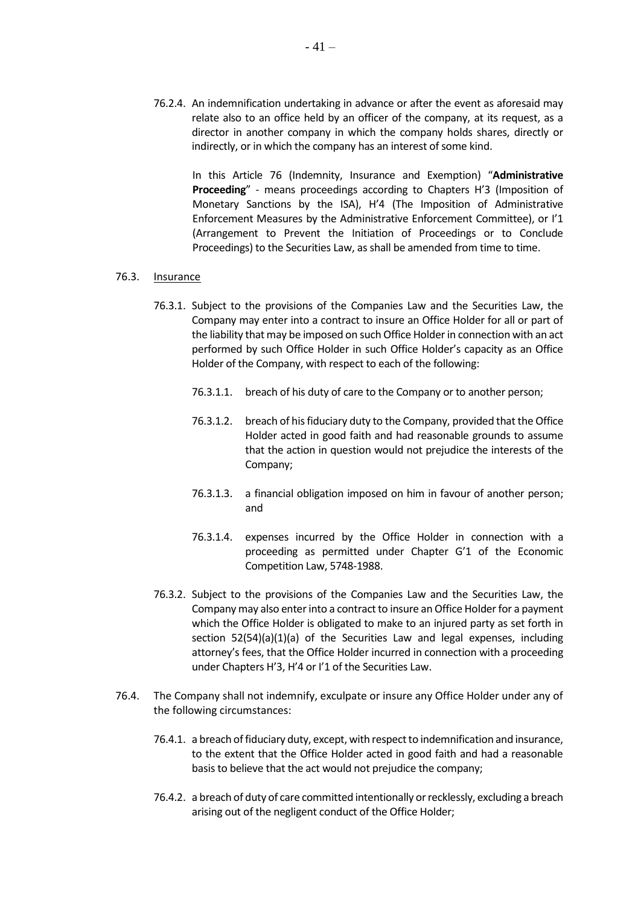76.2.4. An indemnification undertaking in advance or after the event as aforesaid may relate also to an office held by an officer of the company, at its request, as a director in another company in which the company holds shares, directly or indirectly, or in which the company has an interest of some kind.

In this Article 76 (Indemnity, Insurance and Exemption) "**Administrative Proceeding**" - means proceedings according to Chapters H'3 (Imposition of Monetary Sanctions by the ISA), H'4 (The Imposition of Administrative Enforcement Measures by the Administrative Enforcement Committee), or I'1 (Arrangement to Prevent the Initiation of Proceedings or to Conclude Proceedings) to the Securities Law, as shall be amended from time to time.

76.3. Insurance

76.3.1. Subject to the provisions of the Companies Law and the Securities Law, the Company may enter into a contract to insure an Office Holder for all or part of the liability that may be imposed on such Office Holder in connection with an act performed by such Office Holder in such Office Holder's capacity as an Office Holder of the Company, with respect to each of the following:

76.3.1.1. breach of his duty of care to the Company or to another person;

76.3.1.2. breach of his fiduciary duty to the Company, provided that the Office Holder acted in good faith and had reasonable grounds to assume that the action in question would not prejudice the interests of the Company;

76.3.1.3. a financial obligation imposed on him in favour of another person; and

76.3.1.4. expenses incurred by the Office Holder in connection with a proceeding as permitted under Chapter G'1 of the Economic Competition Law, 5748-1988.

76.3.2. Subject to the provisions of the Companies Law and the Securities Law, the Company may also enter into a contract to insure an Office Holder for a payment which the Office Holder is obligated to make to an injured party as set forth in section 52(54)(a)(1)(a) of the Securities Law and legal expenses, including attorney's fees, that the Office Holder incurred in connection with a proceeding under Chapters H'3, H'4 or I'1 of the Securities Law.

76.4. The Company shall not indemnify, exculpate or insure any Office Holder under any of the following circumstances:

76.4.1. a breach of fiduciary duty, except, with respect to indemnification and insurance, to the extent that the Office Holder acted in good faith and had a reasonable basis to believe that the act would not prejudice the company;

76.4.2. a breach of duty of care committed intentionally or recklessly, excluding a breach arising out of the negligent conduct of the Office Holder;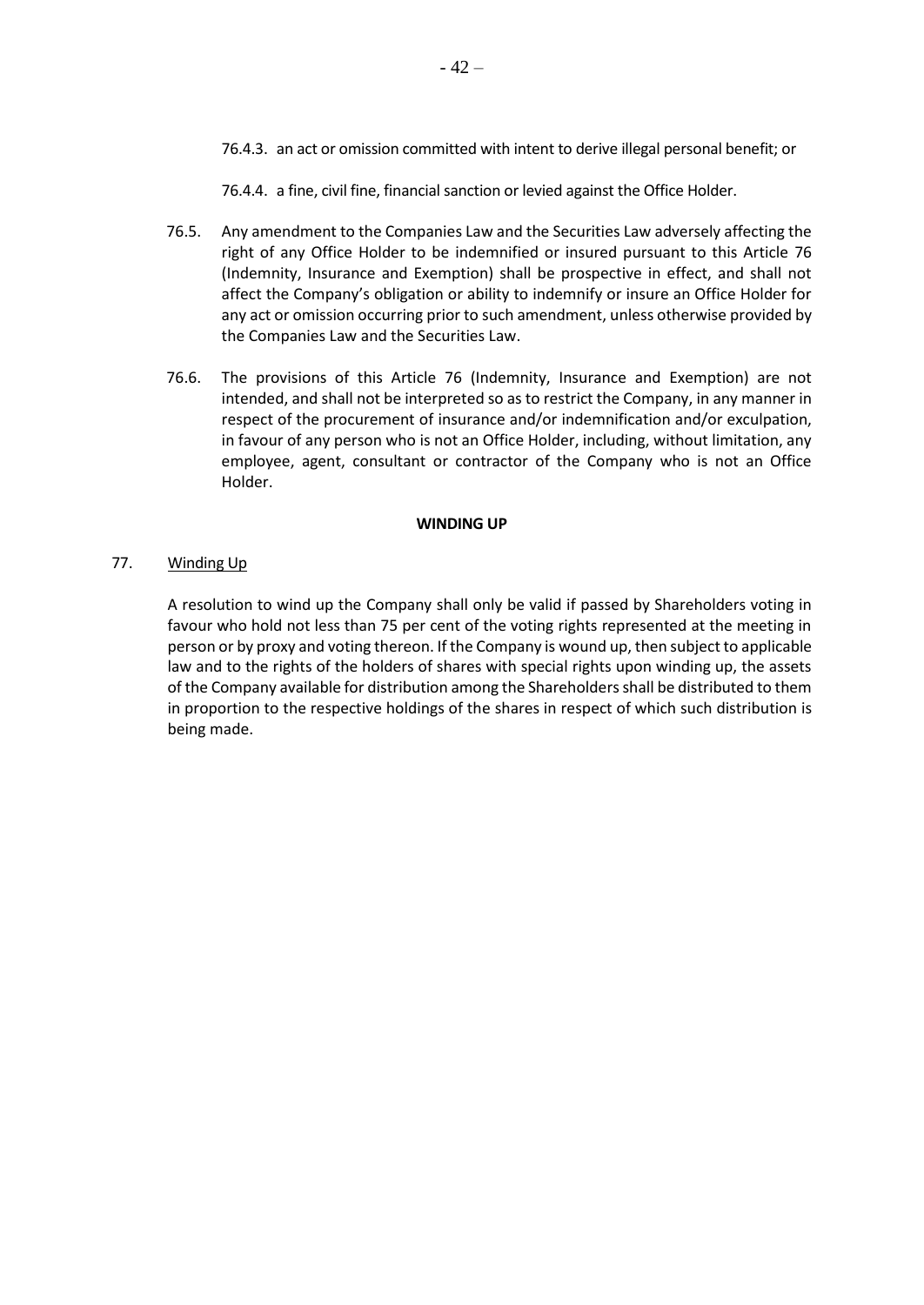76.4.3. an act or omission committed with intent to derive illegal personal benefit; or

76.4.4. a fine, civil fine, financial sanction or levied against the Office Holder.

76.5. Any amendment to the Companies Law and the Securities Law adversely affecting the right of any Office Holder to be indemnified or insured pursuant to this Article 76 (Indemnity, Insurance and Exemption) shall be prospective in effect, and shall not affect the Company's obligation or ability to indemnify or insure an Office Holder for any act or omission occurring prior to such amendment, unless otherwise provided by the Companies Law and the Securities Law.

76.6. The provisions of this Article 76 (Indemnity, Insurance and Exemption) are not intended, and shall not be interpreted so as to restrict the Company, in any manner in respect of the procurement of insurance and/or indemnification and/or exculpation, in favour of any person who is not an Office Holder, including, without limitation, any employee, agent, consultant or contractor of the Company who is not an Office Holder.

**WINDING UP**

77. Winding Up

A resolution to wind up the Company shall only be valid if passed by Shareholders voting in favour who hold not less than 75 per cent of the voting rights represented at the meeting in person or by proxy and voting thereon. If the Company is wound up, then subject to applicable law and to the rights of the holders of shares with special rights upon winding up, the assets of the Company available for distribution among the Shareholders shall be distributed to them in proportion to the respective holdings of the shares in respect of which such distribution is being made.